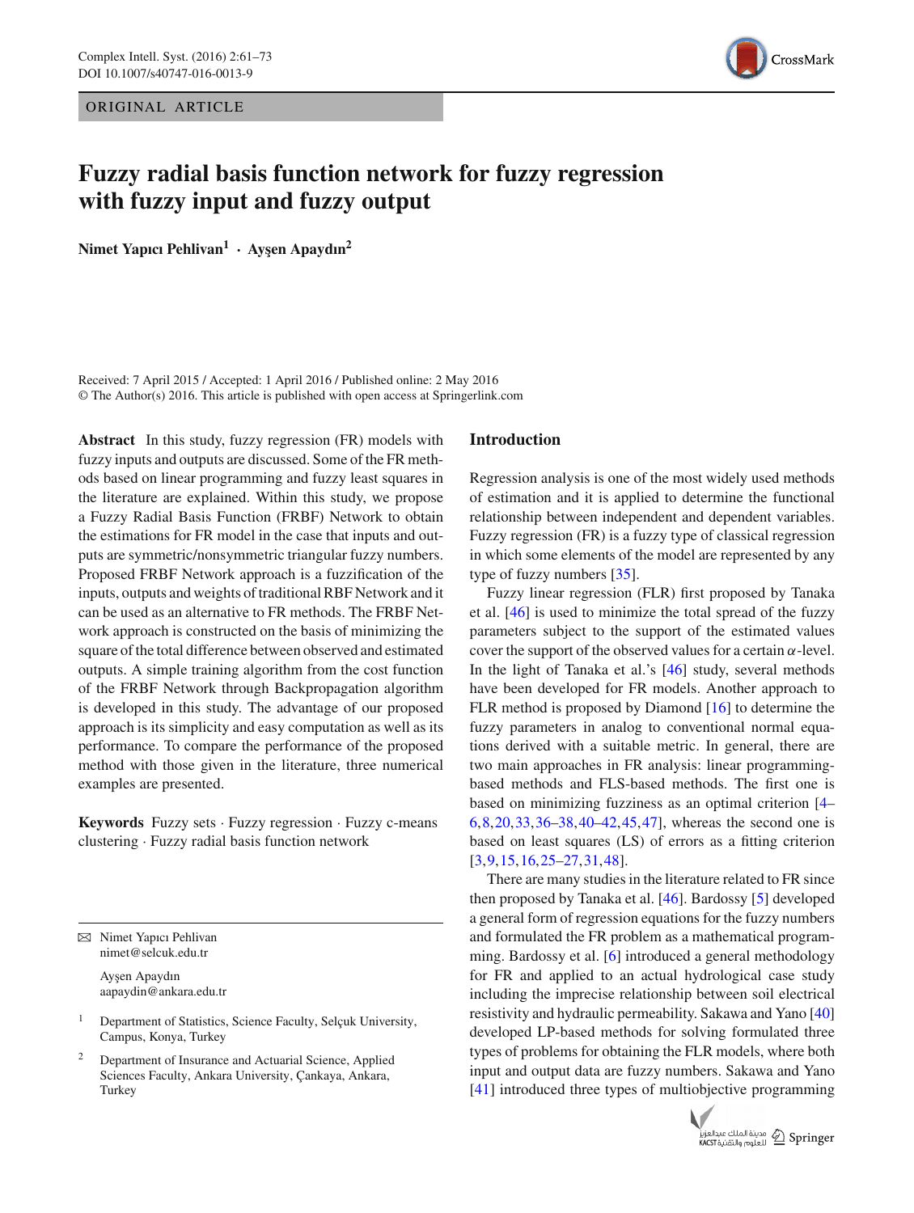ORIGINAL ARTICLE

# Fuzzy radial basis function network for fuzzy regression with fuzzy input and fuzzy output

**Nimet Yapıcı Pehlivan[1] · Ayşen Apaydın[2]**

Received: 7 April 2015 / Accepted: 1 April 2016 / Published online: 2 May 2016
© The Author(s) 2016. This article is published with open access at Springerlink.com

**Abstract** In this study, fuzzy regression (FR) models with fuzzy inputs and outputs are discussed. Some of the FR methods based on linear programming and fuzzy least squares in the literature are explained. Within this study, we propose a Fuzzy Radial Basis Function (FRBF) Network to obtain the estimations for FR model in the case that inputs and outputs are symmetric/nonsymmetric triangular fuzzy numbers. Proposed FRBF Network approach is a fuzzification of the inputs, outputs and weights of traditional RBF Network and it can be used as an alternative to FR methods. The FRBF Network approach is constructed on the basis of minimizing the square of the total difference between observed and estimated outputs. A simple training algorithm from the cost function of the FRBF Network through Backpropagation algorithm is developed in this study. The advantage of our proposed approach is its simplicity and easy computation as well as its performance. To compare the performance of the proposed method with those given in the literature, three numerical examples are presented.

**Keywords** Fuzzy sets · Fuzzy regression · Fuzzy c-means clustering · Fuzzy radial basis function network

✉ Nimet Yapıcı Pehlivan
nimet@selcuk.edu.tr

Ayşen Apaydın
aapaydin@ankara.edu.tr

[1] Department of Statistics, Science Faculty, Selçuk University, Campus, Konya, Turkey

[2] Department of Insurance and Actuarial Science, Applied Sciences Faculty, Ankara University, Çankaya, Ankara, Turkey

## Introduction

Regression analysis is one of the most widely used methods of estimation and it is applied to determine the functional relationship between independent and dependent variables. Fuzzy regression (FR) is a fuzzy type of classical regression in which some elements of the model are represented by any type of fuzzy numbers [35].

Fuzzy linear regression (FLR) first proposed by Tanaka et al. [46] is used to minimize the total spread of the fuzzy parameters subject to the support of the estimated values cover the support of the observed values for a certain $\alpha$-level. In the light of Tanaka et al.'s [46] study, several methods have been developed for FR models. Another approach to FLR method is proposed by Diamond [16] to determine the fuzzy parameters in analog to conventional normal equations derived with a suitable metric. In general, there are two main approaches in FR analysis: linear programming-based methods and FLS-based methods. The first one is based on minimizing fuzziness as an optimal criterion [4–6,8,20,33,36–38,40–42,45,47], whereas the second one is based on least squares (LS) of errors as a fitting criterion [3,9,15,16,25–27,31,48].

There are many studies in the literature related to FR since then proposed by Tanaka et al. [46]. Bardossy [5] developed a general form of regression equations for the fuzzy numbers and formulated the FR problem as a mathematical programming. Bardossy et al. [6] introduced a general methodology for FR and applied to an actual hydrological case study including the imprecise relationship between soil electrical resistivity and hydraulic permeability. Sakawa and Yano [40] developed LP-based methods for solving formulated three types of problems for obtaining the FLR models, where both input and output data are fuzzy numbers. Sakawa and Yano [41] introduced three types of multiobjective programming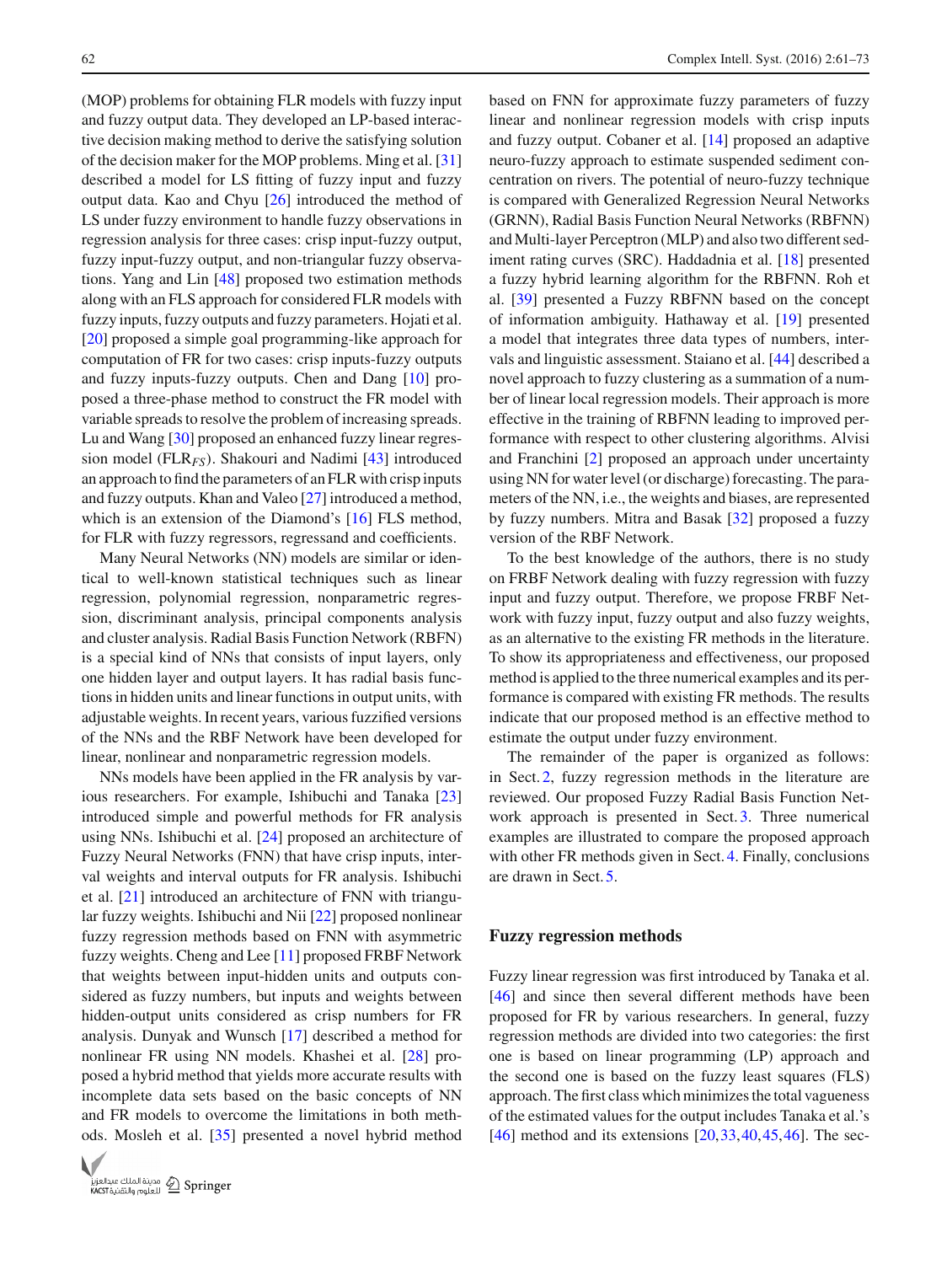(MOP) problems for obtaining FLR models with fuzzy input and fuzzy output data. They developed an LP-based interactive decision making method to derive the satisfying solution of the decision maker for the MOP problems. Ming et al. [31] described a model for LS fitting of fuzzy input and fuzzy output data. Kao and Chyu [26] introduced the method of LS under fuzzy environment to handle fuzzy observations in regression analysis for three cases: crisp input-fuzzy output, fuzzy input-fuzzy output, and non-triangular fuzzy observations. Yang and Lin [48] proposed two estimation methods along with an FLS approach for considered FLR models with fuzzy inputs, fuzzy outputs and fuzzy parameters. Hojati et al. [20] proposed a simple goal programming-like approach for computation of FR for two cases: crisp inputs-fuzzy outputs and fuzzy inputs-fuzzy outputs. Chen and Dang [10] proposed a three-phase method to construct the FR model with variable spreads to resolve the problem of increasing spreads. Lu and Wang [30] proposed an enhanced fuzzy linear regression model ($\text{FLR}_{FS}$). Shakouri and Nadimi [43] introduced an approach to find the parameters of an FLR with crisp inputs and fuzzy outputs. Khan and Valeo [27] introduced a method, which is an extension of the Diamond's [16] FLS method, for FLR with fuzzy regressors, regressand and coefficients.

Many Neural Networks (NN) models are similar or identical to well-known statistical techniques such as linear regression, polynomial regression, nonparametric regression, discriminant analysis, principal components analysis and cluster analysis. Radial Basis Function Network (RBFN) is a special kind of NNs that consists of input layers, only one hidden layer and output layers. It has radial basis functions in hidden units and linear functions in output units, with adjustable weights. In recent years, various fuzzified versions of the NNs and the RBF Network have been developed for linear, nonlinear and nonparametric regression models.

NNs models have been applied in the FR analysis by various researchers. For example, Ishibuchi and Tanaka [23] introduced simple and powerful methods for FR analysis using NNs. Ishibuchi et al. [24] proposed an architecture of Fuzzy Neural Networks (FNN) that have crisp inputs, interval weights and interval outputs for FR analysis. Ishibuchi et al. [21] introduced an architecture of FNN with triangular fuzzy weights. Ishibuchi and Nii [22] proposed nonlinear fuzzy regression methods based on FNN with asymmetric fuzzy weights. Cheng and Lee [11] proposed FRBF Network that weights between input-hidden units and outputs considered as fuzzy numbers, but inputs and weights between hidden-output units considered as crisp numbers for FR analysis. Dunyak and Wunsch [17] described a method for nonlinear FR using NN models. Khashei et al. [28] proposed a hybrid method that yields more accurate results with incomplete data sets based on the basic concepts of NN and FR models to overcome the limitations in both methods. Mosleh et al. [35] presented a novel hybrid method based on FNN for approximate fuzzy parameters of fuzzy linear and nonlinear regression models with crisp inputs and fuzzy output. Cobaner et al. [14] proposed an adaptive neuro-fuzzy approach to estimate suspended sediment concentration on rivers. The potential of neuro-fuzzy technique is compared with Generalized Regression Neural Networks (GRNN), Radial Basis Function Neural Networks (RBFNN) and Multi-layer Perceptron (MLP) and also two different sediment rating curves (SRC). Haddadnia et al. [18] presented a fuzzy hybrid learning algorithm for the RBFNN. Roh et al. [39] presented a Fuzzy RBFNN based on the concept of information ambiguity. Hathaway et al. [19] presented a model that integrates three data types of numbers, intervals and linguistic assessment. Staiano et al. [44] described a novel approach to fuzzy clustering as a summation of a number of linear local regression models. Their approach is more effective in the training of RBFNN leading to improved performance with respect to other clustering algorithms. Alvisi and Franchini [2] proposed an approach under uncertainty using NN for water level (or discharge) forecasting. The parameters of the NN, i.e., the weights and biases, are represented by fuzzy numbers. Mitra and Basak [32] proposed a fuzzy version of the RBF Network.

To the best knowledge of the authors, there is no study on FRBF Network dealing with fuzzy regression with fuzzy input and fuzzy output. Therefore, we propose FRBF Network with fuzzy input, fuzzy output and also fuzzy weights, as an alternative to the existing FR methods in the literature. To show its appropriateness and effectiveness, our proposed method is applied to the three numerical examples and its performance is compared with existing FR methods. The results indicate that our proposed method is an effective method to estimate the output under fuzzy environment.

The remainder of the paper is organized as follows: in Sect. 2, fuzzy regression methods in the literature are reviewed. Our proposed Fuzzy Radial Basis Function Network approach is presented in Sect. 3. Three numerical examples are illustrated to compare the proposed approach with other FR methods given in Sect. 4. Finally, conclusions are drawn in Sect. 5.

## Fuzzy regression methods

Fuzzy linear regression was first introduced by Tanaka et al. [46] and since then several different methods have been proposed for FR by various researchers. In general, fuzzy regression methods are divided into two categories: the first one is based on linear programming (LP) approach and the second one is based on the fuzzy least squares (FLS) approach. The first class which minimizes the total vagueness of the estimated values for the output includes Tanaka et al.'s [46] method and its extensions [20,33,40,45,46]. The sec-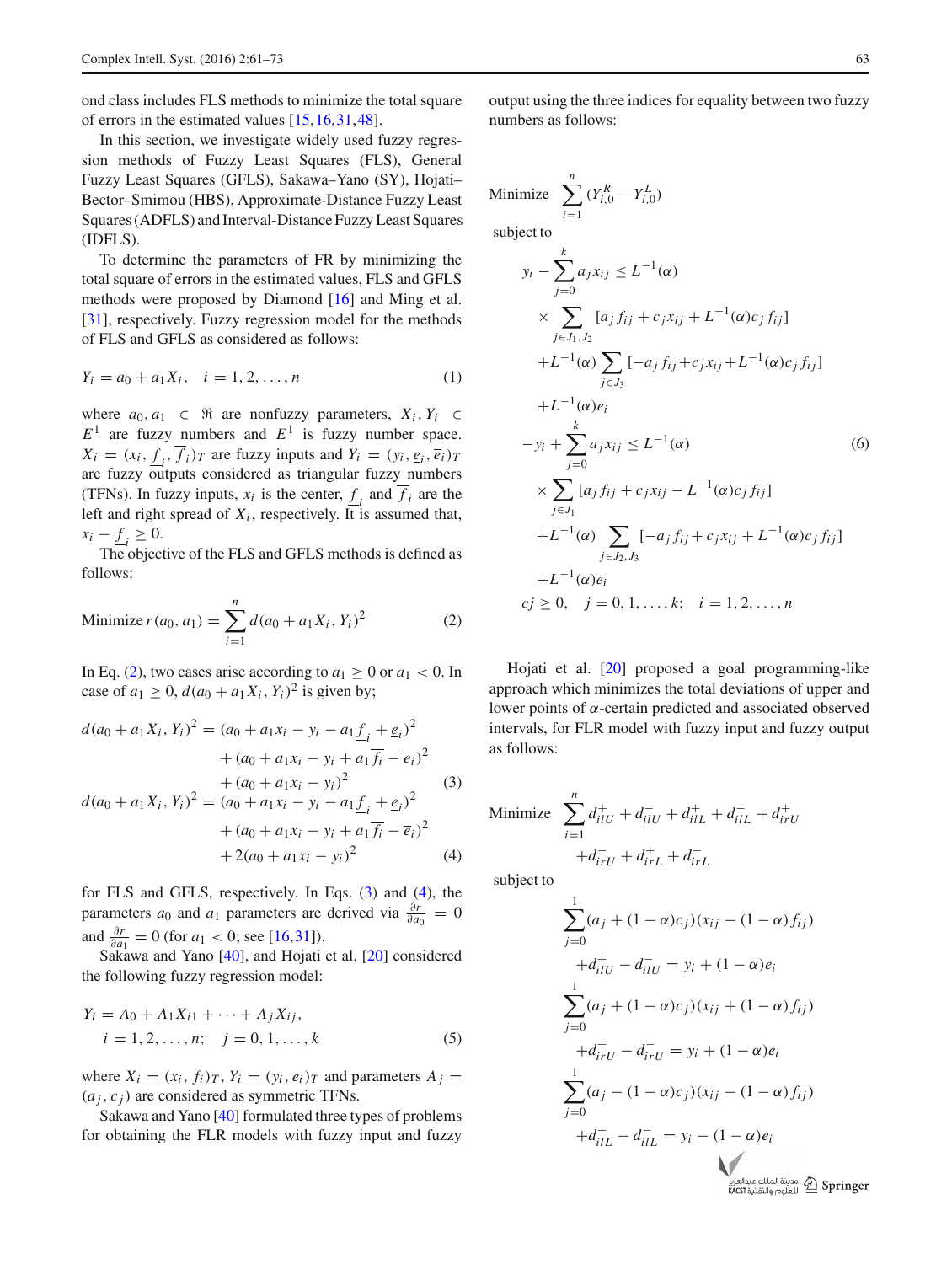ond class includes FLS methods to minimize the total square of errors in the estimated values [15,16,31,48].

In this section, we investigate widely used fuzzy regression methods of Fuzzy Least Squares (FLS), General Fuzzy Least Squares (GFLS), Sakawa–Yano (SY), Hojati–Bector–Smimou (HBS), Approximate-Distance Fuzzy Least Squares (ADFLS) and Interval-Distance Fuzzy Least Squares (IDFLS).

To determine the parameters of FR by minimizing the total square of errors in the estimated values, FLS and GFLS methods were proposed by Diamond [16] and Ming et al. [31], respectively. Fuzzy regression model for the methods of FLS and GFLS as considered as follows:

$$Y_i = a_0 + a_1 X_i, \quad i = 1, 2, \ldots, n \tag{1}$$

where $a_0, a_1 \in \Re$ are nonfuzzy parameters, $X_i, Y_i \in E^1$ are fuzzy numbers and $E^1$ is fuzzy number space. $X_i = (x_i, \underline{f}_i, \overline{f}_i)_T$ are fuzzy inputs and $Y_i = (y_i, \underline{e}_i, \overline{e}_i)_T$ are fuzzy outputs considered as triangular fuzzy numbers (TFNs). In fuzzy inputs, $x_i$ is the center, $\underline{f}_i$ and $\overline{f}_i$ are the left and right spread of $X_i$, respectively. It is assumed that, $x_i - \underline{f}_i \geq 0$.

The objective of the FLS and GFLS methods is defined as follows:

$$\text{Minimize}\, r(a_0, a_1) = \sum_{i=1}^{n} d(a_0 + a_1 X_i, Y_i)^2 \tag{2}$$

In Eq. (2), two cases arise according to $a_1 \geq 0$ or $a_1 < 0$. In case of $a_1 \geq 0$, $d(a_0 + a_1 X_i, Y_i)^2$ is given by;

$$\begin{aligned} d(a_0 + a_1 X_i, Y_i)^2 &= (a_0 + a_1 x_i - y_i - a_1 \underline{f}_i + \underline{e}_i)^2 \\ &\quad + (a_0 + a_1 x_i - y_i + a_1 \overline{f}_i - \overline{e}_i)^2 \\ &\quad + (a_0 + a_1 x_i - y_i)^2 \end{aligned} \tag{3}$$

$$\begin{aligned} d(a_0 + a_1 X_i, Y_i)^2 &= (a_0 + a_1 x_i - y_i - a_1 \underline{f}_i + \underline{e}_i)^2 \\ &\quad + (a_0 + a_1 x_i - y_i + a_1 \overline{f}_i - \overline{e}_i)^2 \\ &\quad + 2(a_0 + a_1 x_i - y_i)^2 \end{aligned} \tag{4}$$

for FLS and GFLS, respectively. In Eqs. (3) and (4), the parameters $a_0$ and $a_1$ parameters are derived via $\frac{\partial r}{\partial a_0} = 0$ and $\frac{\partial r}{\partial a_1} = 0$ (for $a_1 < 0$; see [16,31]).

Sakawa and Yano [40], and Hojati et al. [20] considered the following fuzzy regression model:

$$\begin{aligned} &Y_i = A_0 + A_1 X_{i1} + \cdots + A_j X_{ij}, \\ &\quad i = 1, 2, \ldots, n; \quad j = 0, 1, \ldots, k \end{aligned} \tag{5}$$

where $X_i = (x_i, f_i)_T$, $Y_i = (y_i, e_i)_T$ and parameters $A_j = (a_j, c_j)$ are considered as symmetric TFNs.

Sakawa and Yano [40] formulated three types of problems for obtaining the FLR models with fuzzy input and fuzzy output using the three indices for equality between two fuzzy numbers as follows:

$$\begin{aligned} &\text{Minimize} \quad \sum_{i=1}^{n} (Y_{i,0}^R - Y_{i,0}^L) \\ &\text{subject to} \\ &\quad y_i - \sum_{j=0}^{k} a_j x_{ij} \leq L^{-1}(\alpha) \\ &\qquad \times \sum_{j \in J_1, J_2} [a_j f_{ij} + c_j x_{ij} + L^{-1}(\alpha) c_j f_{ij}] \\ &\qquad + L^{-1}(\alpha) \sum_{j \in J_3} [-a_j f_{ij} + c_j x_{ij} + L^{-1}(\alpha) c_j f_{ij}] \\ &\qquad + L^{-1}(\alpha) e_i \\ &\quad -y_i + \sum_{j=0}^{k} a_j x_{ij} \leq L^{-1}(\alpha) \\ &\qquad \times \sum_{j \in J_1} [a_j f_{ij} + c_j x_{ij} - L^{-1}(\alpha) c_j f_{ij}] \\ &\qquad + L^{-1}(\alpha) \sum_{j \in J_2, J_3} [-a_j f_{ij} + c_j x_{ij} + L^{-1}(\alpha) c_j f_{ij}] \\ &\qquad + L^{-1}(\alpha) e_i \\ &\quad cj \geq 0, \quad j = 0, 1, \ldots, k; \quad i = 1, 2, \ldots, n \end{aligned} \tag{6}$$

Hojati et al. [20] proposed a goal programming-like approach which minimizes the total deviations of upper and lower points of $\alpha$-certain predicted and associated observed intervals, for FLR model with fuzzy input and fuzzy output as follows:

$$\begin{aligned} &\text{Minimize} \quad \sum_{i=1}^{n} d_{ilU}^{+} + d_{ilU}^{-} + d_{ilL}^{+} + d_{ilL}^{-} + d_{irU}^{+} \\ &\qquad + d_{irU}^{-} + d_{irL}^{+} + d_{irL}^{-} \\ &\text{subject to} \\ &\quad \sum_{j=0}^{1} (a_j + (1-\alpha) c_j)(x_{ij} - (1-\alpha) f_{ij}) \\ &\qquad + d_{ilU}^{+} - d_{ilU}^{-} = y_i + (1-\alpha) e_i \\ &\quad \sum_{j=0}^{1} (a_j + (1-\alpha) c_j)(x_{ij} + (1-\alpha) f_{ij}) \\ &\qquad + d_{irU}^{+} - d_{irU}^{-} = y_i + (1-\alpha) e_i \\ &\quad \sum_{j=0}^{1} (a_j - (1-\alpha) c_j)(x_{ij} - (1-\alpha) f_{ij}) \\ &\qquad + d_{ilL}^{+} - d_{ilL}^{-} = y_i - (1-\alpha) e_i \end{aligned}$$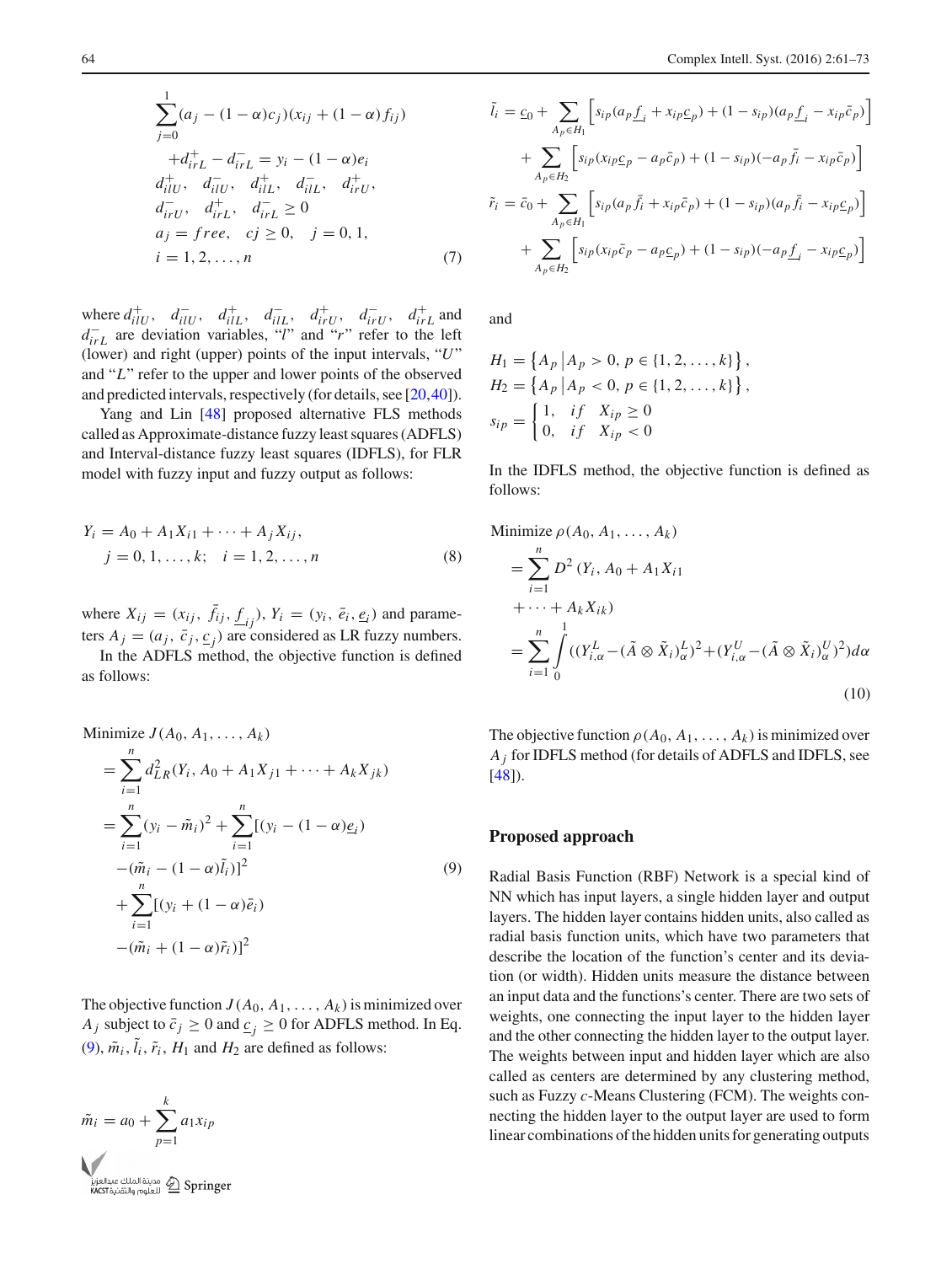$$
\begin{aligned}
&\sum_{j=0}^{1}(a_j - (1-\alpha)c_j)(x_{ij} + (1-\alpha)f_{ij}) \\
&\quad + d_{irL}^{+} - d_{irL}^{-} = y_i - (1-\alpha)e_i \\
&d_{ilU}^{+},\ d_{ilU}^{-},\ d_{ilL}^{+},\ d_{ilL}^{-},\ d_{irU}^{+}, \\
&d_{irU}^{-},\ d_{irL}^{+},\ d_{irL}^{-} \geq 0 \\
&a_j = free,\quad cj \geq 0,\quad j = 0, 1, \\
&i = 1, 2, \ldots, n
\end{aligned} \tag{7}
$$

where $d_{ilU}^{+}$, $d_{ilU}^{-}$, $d_{ilL}^{+}$, $d_{ilL}^{-}$, $d_{irU}^{+}$, $d_{irU}^{-}$, $d_{irL}^{+}$ and $d_{irL}^{-}$ are deviation variables, "$l$" and "$r$" refer to the left (lower) and right (upper) points of the input intervals, "$U$" and "$L$" refer to the upper and lower points of the observed and predicted intervals, respectively (for details, see [20,40]).

Yang and Lin [48] proposed alternative FLS methods called as Approximate-distance fuzzy least squares (ADFLS) and Interval-distance fuzzy least squares (IDFLS), for FLR model with fuzzy input and fuzzy output as follows:

$$
\begin{aligned}
Y_i &= A_0 + A_1 X_{i1} + \cdots + A_j X_{ij}, \\
&\quad j = 0, 1, \ldots, k;\quad i = 1, 2, \ldots, n
\end{aligned} \tag{8}
$$

where $X_{ij} = (x_{ij}, \bar{f}_{ij}, \underline{f}_{ij})$, $Y_i = (y_i, \bar{e}_i, \underline{e}_i)$ and parameters $A_j = (a_j, \bar{c}_j, \underline{c}_j)$ are considered as LR fuzzy numbers.

In the ADFLS method, the objective function is defined as follows:

$$
\begin{aligned}
&\text{Minimize } J(A_0, A_1, \ldots, A_k) \\
&= \sum_{i=1}^{n} d_{LR}^{2}(Y_i, A_0 + A_1 X_{j1} + \cdots + A_k X_{jk}) \\
&= \sum_{i=1}^{n}(y_i - \tilde{m}_i)^2 + \sum_{i=1}^{n}[(y_i - (1-\alpha)\underline{e}_i) \\
&\quad - (\tilde{m}_i - (1-\alpha)\tilde{l}_i)]^2 \\
&\quad + \sum_{i=1}^{n}[(y_i + (1-\alpha)\bar{e}_i) \\
&\quad - (\tilde{m}_i + (1-\alpha)\tilde{r}_i)]^2
\end{aligned} \tag{9}
$$

The objective function $J(A_0, A_1, \ldots, A_k)$ is minimized over $A_j$ subject to $\bar{c}_j \geq 0$ and $\underline{c}_j \geq 0$ for ADFLS method. In Eq. (9), $\tilde{m}_i, \tilde{l}_i, \tilde{r}_i$, $H_1$ and $H_2$ are defined as follows:

$$
\tilde{m}_i = a_0 + \sum_{p=1}^{k} a_1 x_{ip}
$$

$$
\begin{aligned}
\tilde{l}_i &= \underline{c}_0 + \sum_{A_p \in H_1}\left[s_{ip}(a_p \underline{f}_i + x_{ip}\underline{c}_p) + (1 - s_{ip})(a_p \underline{f}_i - x_{ip}\bar{c}_p)\right] \\
&\quad + \sum_{A_p \in H_2}\left[s_{ip}(x_{ip}\underline{c}_p - a_p \bar{c}_p) + (1 - s_{ip})(-a_p \bar{f}_i - x_{ip}\bar{c}_p)\right] \\
\tilde{r}_i &= \bar{c}_0 + \sum_{A_p \in H_1}\left[s_{ip}(a_p \bar{f}_i + x_{ip}\bar{c}_p) + (1 - s_{ip})(a_p \bar{f}_i - x_{ip}\underline{c}_p)\right] \\
&\quad + \sum_{A_p \in H_2}\left[s_{ip}(x_{ip}\bar{c}_p - a_p \underline{c}_p) + (1 - s_{ip})(-a_p \underline{f}_i - x_{ip}\underline{c}_p)\right]
\end{aligned}
$$

and

$$
\begin{aligned}
H_1 &= \left\{A_p \,\middle|\, A_p > 0,\ p \in \{1, 2, \ldots, k\}\right\}, \\
H_2 &= \left\{A_p \,\middle|\, A_p < 0,\ p \in \{1, 2, \ldots, k\}\right\}, \\
s_{ip} &= \begin{cases} 1, & if \quad X_{ip} \geq 0 \\ 0, & if \quad X_{ip} < 0 \end{cases}
\end{aligned}
$$

In the IDFLS method, the objective function is defined as follows:

$$
\begin{aligned}
&\text{Minimize } \rho(A_0, A_1, \ldots, A_k) \\
&= \sum_{i=1}^{n} D^2\,(Y_i, A_0 + A_1 X_{i1} \\
&\quad + \cdots + A_k X_{ik}) \\
&= \sum_{i=1}^{n}\int_0^1 ((Y_{i,\alpha}^{L} - (\tilde{A} \otimes \tilde{X}_i)_{\alpha}^{L})^2 + (Y_{i,\alpha}^{U} - (\tilde{A} \otimes \tilde{X}_i)_{\alpha}^{U})^2)\, d\alpha
\end{aligned} \tag{10}
$$

The objective function $\rho(A_0, A_1, \ldots, A_k)$ is minimized over $A_j$ for IDFLS method (for details of ADFLS and IDFLS, see [48]).

## Proposed approach

Radial Basis Function (RBF) Network is a special kind of NN which has input layers, a single hidden layer and output layers. The hidden layer contains hidden units, also called as radial basis function units, which have two parameters that describe the location of the function's center and its deviation (or width). Hidden units measure the distance between an input data and the functions's center. There are two sets of weights, one connecting the input layer to the hidden layer and the other connecting the hidden layer to the output layer. The weights between input and hidden layer which are also called as centers are determined by any clustering method, such as Fuzzy $c$-Means Clustering (FCM). The weights connecting the hidden layer to the output layer are used to form linear combinations of the hidden units for generating outputs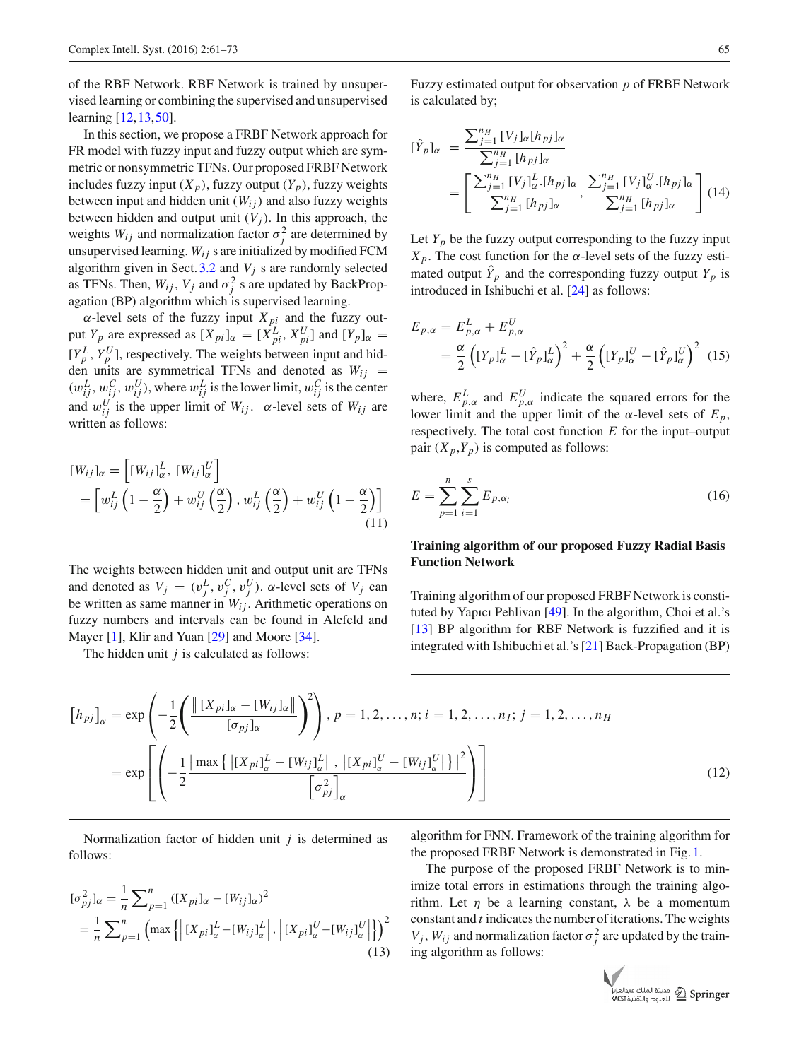of the RBF Network. RBF Network is trained by unsupervised learning or combining the supervised and unsupervised learning [12,13,50].

In this section, we propose a FRBF Network approach for FR model with fuzzy input and fuzzy output which are symmetric or nonsymmetric TFNs. Our proposed FRBF Network includes fuzzy input ($X_p$), fuzzy output ($Y_p$), fuzzy weights between input and hidden unit ($W_{ij}$) and also fuzzy weights between hidden and output unit ($V_j$). In this approach, the weights $W_{ij}$ and normalization factor $\sigma_j^2$ are determined by unsupervised learning. $W_{ij}$ s are initialized by modified FCM algorithm given in Sect. 3.2 and $V_j$ s are randomly selected as TFNs. Then, $W_{ij}$, $V_j$ and $\sigma_j^2$ s are updated by BackPropagation (BP) algorithm which is supervised learning.

$\alpha$-level sets of the fuzzy input $X_{pi}$ and the fuzzy output $Y_p$ are expressed as $[X_{pi}]_\alpha = [X_{pi}^L, X_{pi}^U]$ and $[Y_p]_\alpha = [Y_p^L, Y_p^U]$, respectively. The weights between input and hidden units are symmetrical TFNs and denoted as $W_{ij} = (w_{ij}^L, w_{ij}^C, w_{ij}^U)$, where $w_{ij}^L$ is the lower limit, $w_{ij}^C$ is the center and $w_{ij}^U$ is the upper limit of $W_{ij}$. $\alpha$-level sets of $W_{ij}$ are written as follows:

$$[W_{ij}]_\alpha = \left[[W_{ij}]_\alpha^L, [W_{ij}]_\alpha^U\right] = \left[w_{ij}^L\left(1-\frac{\alpha}{2}\right) + w_{ij}^U\left(\frac{\alpha}{2}\right), w_{ij}^L\left(\frac{\alpha}{2}\right) + w_{ij}^U\left(1-\frac{\alpha}{2}\right)\right] \quad (11)$$

The weights between hidden unit and output unit are TFNs and denoted as $V_j = (v_j^L, v_j^C, v_j^U)$. $\alpha$-level sets of $V_j$ can be written as same manner in $W_{ij}$. Arithmetic operations on fuzzy numbers and intervals can be found in Alefeld and Mayer [1], Klir and Yuan [29] and Moore [34].

The hidden unit $j$ is calculated as follows:

$$\left[h_{pj}\right]_\alpha = \exp\left(-\frac{1}{2}\left(\frac{\|[X_{pi}]_\alpha - [W_{ij}]_\alpha\|}{[\sigma_{pj}]_\alpha}\right)^2\right), \; p = 1, 2, \ldots, n; \; i = 1, 2, \ldots, n_I; \; j = 1, 2, \ldots, n_H$$
$$= \exp\left[\left(-\frac{1}{2}\frac{\left|\max\left\{\left|[X_{pi}]_\alpha^L - [W_{ij}]_\alpha^L\right|, \left|[X_{pi}]_\alpha^U - [W_{ij}]_\alpha^U\right|\right\}\right|^2}{\left[\sigma_{pj}^2\right]_\alpha}\right)\right] \quad (12)$$

Normalization factor of hidden unit $j$ is determined as follows:

$$[\sigma_{pj}^2]_\alpha = \frac{1}{n}\sum_{p=1}^{n}([X_{pi}]_\alpha - [W_{ij}]_\alpha)^2 = \frac{1}{n}\sum_{p=1}^{n}\left(\max\left\{\left|[X_{pi}]_\alpha^L - [W_{ij}]_\alpha^L\right|, \left|[X_{pi}]_\alpha^U - [W_{ij}]_\alpha^U\right|\right\}\right)^2 \quad (13)$$

Fuzzy estimated output for observation $p$ of FRBF Network is calculated by;

$$[\hat{Y}_p]_\alpha = \frac{\sum_{j=1}^{n_H}[V_j]_\alpha[h_{pj}]_\alpha}{\sum_{j=1}^{n_H}[h_{pj}]_\alpha} = \left[\frac{\sum_{j=1}^{n_H}[V_j]_\alpha^L.[h_{pj}]_\alpha}{\sum_{j=1}^{n_H}[h_{pj}]_\alpha}, \frac{\sum_{j=1}^{n_H}[V_j]_\alpha^U.[h_{pj}]_\alpha}{\sum_{j=1}^{n_H}[h_{pj}]_\alpha}\right] \quad (14)$$

Let $Y_p$ be the fuzzy output corresponding to the fuzzy input $X_p$. The cost function for the $\alpha$-level sets of the fuzzy estimated output $\hat{Y}_p$ and the corresponding fuzzy output $Y_p$ is introduced in Ishibuchi et al. [24] as follows:

$$E_{p,\alpha} = E_{p,\alpha}^L + E_{p,\alpha}^U = \frac{\alpha}{2}\left([Y_p]_\alpha^L - [\hat{Y}_p]_\alpha^L\right)^2 + \frac{\alpha}{2}\left([Y_p]_\alpha^U - [\hat{Y}_p]_\alpha^U\right)^2 \quad (15)$$

where, $E_{p,\alpha}^L$ and $E_{p,\alpha}^U$ indicate the squared errors for the lower limit and the upper limit of the $\alpha$-level sets of $E_p$, respectively. The total cost function $E$ for the input–output pair ($X_p$,$Y_p$) is computed as follows:

$$E = \sum_{p=1}^{n}\sum_{i=1}^{s}E_{p,\alpha_i} \quad (16)$$

**Training algorithm of our proposed Fuzzy Radial Basis Function Network**

Training algorithm of our proposed FRBF Network is constituted by Yapıcı Pehlivan [49]. In the algorithm, Choi et al.'s [13] BP algorithm for RBF Network is fuzzified and it is integrated with Ishibuchi et al.'s [21] Back-Propagation (BP) algorithm for FNN. Framework of the training algorithm for the proposed FRBF Network is demonstrated in Fig. 1.

The purpose of the proposed FRBF Network is to minimize total errors in estimations through the training algorithm. Let $\eta$ be a learning constant, $\lambda$ be a momentum constant and $t$ indicates the number of iterations. The weights $V_j$, $W_{ij}$ and normalization factor $\sigma_j^2$ are updated by the training algorithm as follows: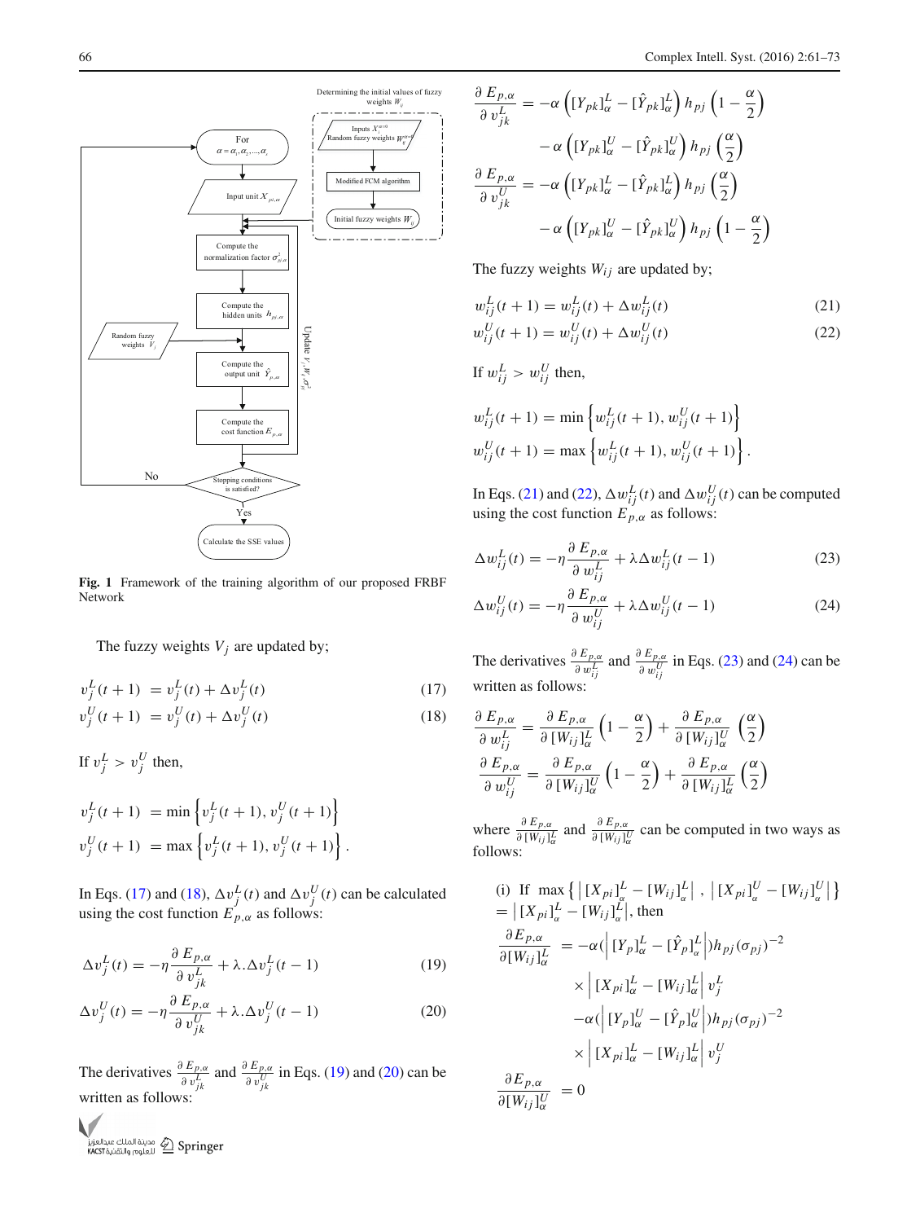**Fig. 1** Framework of the training algorithm of our proposed FRBF Network

The fuzzy weights $V_j$ are updated by;

$$v_j^L(t+1) = v_j^L(t) + \Delta v_j^L(t) \tag{17}$$
$$v_j^U(t+1) = v_j^U(t) + \Delta v_j^U(t) \tag{18}$$

If $v_j^L > v_j^U$ then,

$$v_j^L(t+1) = \min\left\{v_j^L(t+1), v_j^U(t+1)\right\}$$
$$v_j^U(t+1) = \max\left\{v_j^L(t+1), v_j^U(t+1)\right\}.$$

In Eqs. (17) and (18), $\Delta v_j^L(t)$ and $\Delta v_j^U(t)$ can be calculated using the cost function $E_{p,\alpha}$ as follows:

$$\Delta v_j^L(t) = -\eta \frac{\partial E_{p,\alpha}}{\partial v_{jk}^L} + \lambda.\Delta v_j^L(t-1) \tag{19}$$

$$\Delta v_j^U(t) = -\eta \frac{\partial E_{p,\alpha}}{\partial v_{jk}^U} + \lambda.\Delta v_j^U(t-1) \tag{20}$$

The derivatives $\frac{\partial E_{p,\alpha}}{\partial v_{jk}^L}$ and $\frac{\partial E_{p,\alpha}}{\partial v_{jk}^U}$ in Eqs. (19) and (20) can be written as follows:

$$\frac{\partial E_{p,\alpha}}{\partial v_{jk}^L} = -\alpha\left([Y_{pk}]_\alpha^L - [\hat{Y}_{pk}]_\alpha^L\right) h_{pj}\left(1-\frac{\alpha}{2}\right) - \alpha\left([Y_{pk}]_\alpha^U - [\hat{Y}_{pk}]_\alpha^U\right) h_{pj}\left(\frac{\alpha}{2}\right)$$

$$\frac{\partial E_{p,\alpha}}{\partial v_{jk}^U} = -\alpha\left([Y_{pk}]_\alpha^L - [\hat{Y}_{pk}]_\alpha^L\right) h_{pj}\left(\frac{\alpha}{2}\right) - \alpha\left([Y_{pk}]_\alpha^U - [\hat{Y}_{pk}]_\alpha^U\right) h_{pj}\left(1-\frac{\alpha}{2}\right)$$

The fuzzy weights $W_{ij}$ are updated by;

$$w_{ij}^L(t+1) = w_{ij}^L(t) + \Delta w_{ij}^L(t) \tag{21}$$
$$w_{ij}^U(t+1) = w_{ij}^U(t) + \Delta w_{ij}^U(t) \tag{22}$$

If $w_{ij}^L > w_{ij}^U$ then,

$$w_{ij}^L(t+1) = \min\left\{w_{ij}^L(t+1), w_{ij}^U(t+1)\right\}$$
$$w_{ij}^U(t+1) = \max\left\{w_{ij}^L(t+1), w_{ij}^U(t+1)\right\}.$$

In Eqs. (21) and (22), $\Delta w_{ij}^L(t)$ and $\Delta w_{ij}^U(t)$ can be computed using the cost function $E_{p,\alpha}$ as follows:

$$\Delta w_{ij}^L(t) = -\eta \frac{\partial E_{p,\alpha}}{\partial w_{ij}^L} + \lambda \Delta w_{ij}^L(t-1) \tag{23}$$

$$\Delta w_{ij}^U(t) = -\eta \frac{\partial E_{p,\alpha}}{\partial w_{ij}^U} + \lambda \Delta w_{ij}^U(t-1) \tag{24}$$

The derivatives $\frac{\partial E_{p,\alpha}}{\partial w_{ij}^L}$ and $\frac{\partial E_{p,\alpha}}{\partial w_{ij}^U}$ in Eqs. (23) and (24) can be written as follows:

$$\frac{\partial E_{p,\alpha}}{\partial w_{ij}^L} = \frac{\partial E_{p,\alpha}}{\partial [W_{ij}]_\alpha^L}\left(1-\frac{\alpha}{2}\right) + \frac{\partial E_{p,\alpha}}{\partial [W_{ij}]_\alpha^U}\left(\frac{\alpha}{2}\right)$$

$$\frac{\partial E_{p,\alpha}}{\partial w_{ij}^U} = \frac{\partial E_{p,\alpha}}{\partial [W_{ij}]_\alpha^U}\left(1-\frac{\alpha}{2}\right) + \frac{\partial E_{p,\alpha}}{\partial [W_{ij}]_\alpha^L}\left(\frac{\alpha}{2}\right)$$

where $\frac{\partial E_{p,\alpha}}{\partial [W_{ij}]_\alpha^L}$ and $\frac{\partial E_{p,\alpha}}{\partial [W_{ij}]_\alpha^U}$ can be computed in two ways as follows:

(i) If $\max\left\{\left|[X_{pi}]_\alpha^L - [W_{ij}]_\alpha^L\right|, \left|[X_{pi}]_\alpha^U - [W_{ij}]_\alpha^U\right|\right\} = \left|[X_{pi}]_\alpha^L - [W_{ij}]_\alpha^L\right|$, then

$$\frac{\partial E_{p,\alpha}}{\partial [W_{ij}]_\alpha^L} = -\alpha\left(\left|[Y_p]_\alpha^L - [\hat{Y}_p]_\alpha^L\right|\right) h_{pj}(\sigma_{pj})^{-2} \times \left|[X_{pi}]_\alpha^L - [W_{ij}]_\alpha^L\right| v_j^L - \alpha\left(\left|[Y_p]_\alpha^U - [\hat{Y}_p]_\alpha^U\right|\right) h_{pj}(\sigma_{pj})^{-2} \times \left|[X_{pi}]_\alpha^L - [W_{ij}]_\alpha^L\right| v_j^U$$

$$\frac{\partial E_{p,\alpha}}{\partial [W_{ij}]_\alpha^U} = 0$$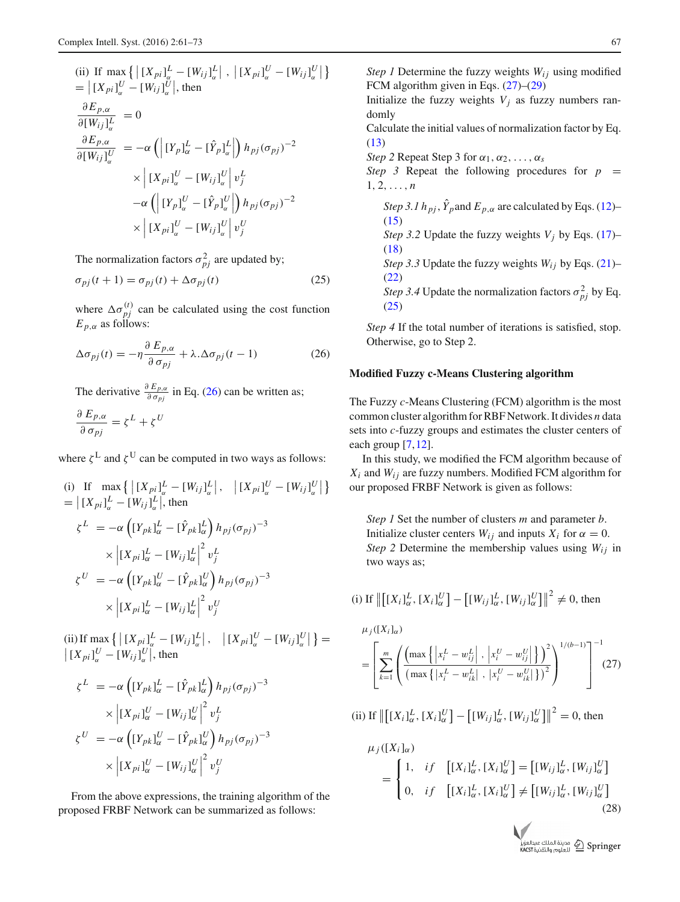(ii) If $\max\left\{ \left| [X_{pi}]^L_\alpha - [W_{ij}]^L_\alpha \right|, \left| [X_{pi}]^U_\alpha - [W_{ij}]^U_\alpha \right| \right\} = \left| [X_{pi}]^U_\alpha - [W_{ij}]^U_\alpha \right|$, then

$$
\begin{aligned}
\frac{\partial E_{p,\alpha}}{\partial [W_{ij}]^L_\alpha} &= 0 \\
\frac{\partial E_{p,\alpha}}{\partial [W_{ij}]^U_\alpha} &= -\alpha \left( \left| [Y_p]^L_\alpha - [\hat{Y}_p]^L_\alpha \right| \right) h_{pj} (\sigma_{pj})^{-2} \\
&\quad \times \left| [X_{pi}]^U_\alpha - [W_{ij}]^U_\alpha \right| v^L_j \\
&\quad -\alpha \left( \left| [Y_p]^U_\alpha - [\hat{Y}_p]^U_\alpha \right| \right) h_{pj} (\sigma_{pj})^{-2} \\
&\quad \times \left| [X_{pi}]^U_\alpha - [W_{ij}]^U_\alpha \right| v^U_j
\end{aligned}
$$

The normalization factors $\sigma^2_{pj}$ are updated by;

$$
\sigma_{pj}(t+1) = \sigma_{pj}(t) + \Delta\sigma_{pj}(t) \tag{25}
$$

where $\Delta\sigma^{(t)}_{pj}$ can be calculated using the cost function $E_{p,\alpha}$ as follows:

$$
\Delta\sigma_{pj}(t) = -\eta \frac{\partial E_{p,\alpha}}{\partial \sigma_{pj}} + \lambda.\Delta\sigma_{pj}(t-1) \tag{26}
$$

The derivative $\frac{\partial E_{p,\alpha}}{\partial \sigma_{pj}}$ in Eq. (26) can be written as;

$$
\frac{\partial E_{p,\alpha}}{\partial \sigma_{pj}} = \zeta^L + \zeta^U
$$

where $\zeta^L$ and $\zeta^U$ can be computed in two ways as follows:

(i) If $\max\left\{ \left| [X_{pi}]^L_\alpha - [W_{ij}]^L_\alpha \right|, \left| [X_{pi}]^U_\alpha - [W_{ij}]^U_\alpha \right| \right\} = \left| [X_{pi}]^L_\alpha - [W_{ij}]^L_\alpha \right|$, then

$$
\begin{aligned}
\zeta^L &= -\alpha \left( [Y_{pk}]^L_\alpha - [\hat{Y}_{pk}]^L_\alpha \right) h_{pj} (\sigma_{pj})^{-3} \\
&\quad \times \left| [X_{pi}]^L_\alpha - [W_{ij}]^L_\alpha \right|^2 v^L_j \\
\zeta^U &= -\alpha \left( [Y_{pk}]^U_\alpha - [\hat{Y}_{pk}]^U_\alpha \right) h_{pj} (\sigma_{pj})^{-3} \\
&\quad \times \left| [X_{pi}]^L_\alpha - [W_{ij}]^L_\alpha \right|^2 v^U_j
\end{aligned}
$$

(ii) If $\max\left\{ \left| [X_{pi}]^L_\alpha - [W_{ij}]^L_\alpha \right|, \left| [X_{pi}]^U_\alpha - [W_{ij}]^U_\alpha \right| \right\} = \left| [X_{pi}]^U_\alpha - [W_{ij}]^U_\alpha \right|$, then

$$
\begin{aligned}
\zeta^L &= -\alpha \left( [Y_{pk}]^L_\alpha - [\hat{Y}_{pk}]^L_\alpha \right) h_{pj} (\sigma_{pj})^{-3} \\
&\quad \times \left| [X_{pi}]^U_\alpha - [W_{ij}]^U_\alpha \right|^2 v^L_j \\
\zeta^U &= -\alpha \left( [Y_{pk}]^U_\alpha - [\hat{Y}_{pk}]^U_\alpha \right) h_{pj} (\sigma_{pj})^{-3} \\
&\quad \times \left| [X_{pi}]^U_\alpha - [W_{ij}]^U_\alpha \right|^2 v^U_j
\end{aligned}
$$

From the above expressions, the training algorithm of the proposed FRBF Network can be summarized as follows:

*Step 1* Determine the fuzzy weights $W_{ij}$ using modified FCM algorithm given in Eqs. (27)–(29)
Initialize the fuzzy weights $V_j$ as fuzzy numbers randomly
Calculate the initial values of normalization factor by Eq. (13)

*Step 2* Repeat Step 3 for $\alpha_1, \alpha_2, \ldots, \alpha_s$

*Step 3* Repeat the following procedures for $p = 1, 2, \ldots, n$

*Step 3.1* $h_{pj}$, $\hat{Y}_p$ and $E_{p,\alpha}$ are calculated by Eqs. (12)–(15)

*Step 3.2* Update the fuzzy weights $V_j$ by Eqs. (17)–(18)

*Step 3.3* Update the fuzzy weights $W_{ij}$ by Eqs. (21)–(22)

*Step 3.4* Update the normalization factors $\sigma^2_{pj}$ by Eq. (25)

*Step 4* If the total number of iterations is satisfied, stop. Otherwise, go to Step 2.

## Modified Fuzzy c-Means Clustering algorithm

The Fuzzy *c*-Means Clustering (FCM) algorithm is the most common cluster algorithm for RBF Network. It divides *n* data sets into *c*-fuzzy groups and estimates the cluster centers of each group [7,12].

In this study, we modified the FCM algorithm because of $X_i$ and $W_{ij}$ are fuzzy numbers. Modified FCM algorithm for our proposed FRBF Network is given as follows:

*Step 1* Set the number of clusters $m$ and parameter $b$.
Initialize cluster centers $W_{ij}$ and inputs $X_i$ for $\alpha = 0$.

*Step 2* Determine the membership values using $W_{ij}$ in two ways as;

(i) If $\left\| \left[ [X_i]^L_\alpha, [X_i]^U_\alpha \right] - \left[ [W_{ij}]^L_\alpha, [W_{ij}]^U_\alpha \right] \right\|^2 \neq 0$, then

$$
\mu_j([X_i]_\alpha) = \left[ \sum_{k=1}^{m} \left( \frac{\left( \max\left\{ \left| x^L_i - w^L_{ij} \right|, \left| x^U_i - w^U_{ij} \right| \right\} \right)^2}{\left( \max\left\{ \left| x^L_i - w^L_{ik} \right|, \left| x^U_i - w^U_{ik} \right| \right\} \right)^2} \right)^{1/(b-1)} \right]^{-1} \tag{27}
$$

(ii) If $\left\| \left[ [X_i]^L_\alpha, [X_i]^U_\alpha \right] - \left[ [W_{ij}]^L_\alpha, [W_{ij}]^U_\alpha \right] \right\|^2 = 0$, then

$$
\mu_j([X_i]_\alpha) = \begin{cases} 1, & if \quad \left[ [X_i]^L_\alpha, [X_i]^U_\alpha \right] = \left[ [W_{ij}]^L_\alpha, [W_{ij}]^U_\alpha \right] \\ 0, & if \quad \left[ [X_i]^L_\alpha, [X_i]^U_\alpha \right] \neq \left[ [W_{ij}]^L_\alpha, [W_{ij}]^U_\alpha \right] \end{cases} \tag{28}
$$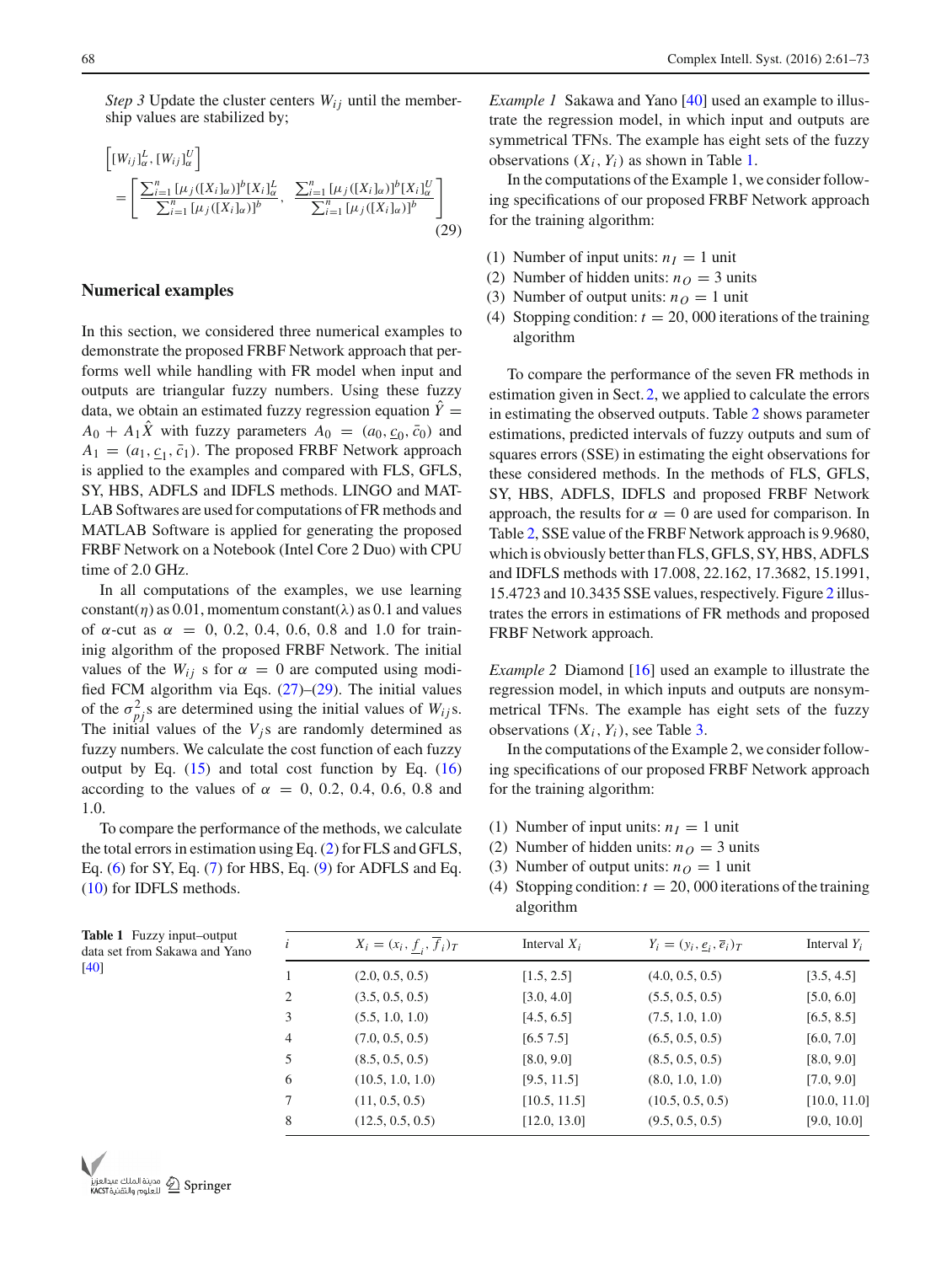*Step 3* Update the cluster centers $W_{ij}$ until the membership values are stabilized by;

$$\left[[W_{ij}]_\alpha^L, [W_{ij}]_\alpha^U\right] = \left[\frac{\sum_{i=1}^n [\mu_j([X_i]_\alpha)]^b [X_i]_\alpha^L}{\sum_{i=1}^n [\mu_j([X_i]_\alpha)]^b}, \frac{\sum_{i=1}^n [\mu_j([X_i]_\alpha)]^b [X_i]_\alpha^U}{\sum_{i=1}^n [\mu_j([X_i]_\alpha)]^b}\right] \tag{29}$$

## Numerical examples

In this section, we considered three numerical examples to demonstrate the proposed FRBF Network approach that performs well while handling with FR model when input and outputs are triangular fuzzy numbers. Using these fuzzy data, we obtain an estimated fuzzy regression equation $\hat{Y} = A_0 + A_1\hat{X}$ with fuzzy parameters $A_0 = (a_0, \underline{c}_0, \bar{c}_0)$ and $A_1 = (a_1, \underline{c}_1, \bar{c}_1)$. The proposed FRBF Network approach is applied to the examples and compared with FLS, GFLS, SY, HBS, ADFLS and IDFLS methods. LINGO and MATLAB Softwares are used for computations of FR methods and MATLAB Software is applied for generating the proposed FRBF Network on a Notebook (Intel Core 2 Duo) with CPU time of 2.0 GHz.

In all computations of the examples, we use learning constant($\eta$) as 0.01, momentum constant($\lambda$) as 0.1 and values of $\alpha$-cut as $\alpha = 0, 0.2, 0.4, 0.6, 0.8$ and 1.0 for traininig algorithm of the proposed FRBF Network. The initial values of the $W_{ij}$ s for $\alpha = 0$ are computed using modified FCM algorithm via Eqs. (27)–(29). The initial values of the $\sigma_{pj}^2$s are determined using the initial values of $W_{ij}$s. The initial values of the $V_j$s are randomly determined as fuzzy numbers. We calculate the cost function of each fuzzy output by Eq. (15) and total cost function by Eq. (16) according to the values of $\alpha = 0, 0.2, 0.4, 0.6, 0.8$ and 1.0.

To compare the performance of the methods, we calculate the total errors in estimation using Eq. (2) for FLS and GFLS, Eq. (6) for SY, Eq. (7) for HBS, Eq. (9) for ADFLS and Eq. (10) for IDFLS methods.

*Example 1* Sakawa and Yano [40] used an example to illustrate the regression model, in which input and outputs are symmetrical TFNs. The example has eight sets of the fuzzy observations $(X_i, Y_i)$ as shown in Table 1.

In the computations of the Example 1, we consider following specifications of our proposed FRBF Network approach for the training algorithm:

(1) Number of input units: $n_I = 1$ unit
(2) Number of hidden units: $n_O = 3$ units
(3) Number of output units: $n_O = 1$ unit
(4) Stopping condition: $t = 20,000$ iterations of the training algorithm

To compare the performance of the seven FR methods in estimation given in Sect. 2, we applied to calculate the errors in estimating the observed outputs. Table 2 shows parameter estimations, predicted intervals of fuzzy outputs and sum of squares errors (SSE) in estimating the eight observations for these considered methods. In the methods of FLS, GFLS, SY, HBS, ADFLS, IDFLS and proposed FRBF Network approach, the results for $\alpha = 0$ are used for comparison. In Table 2, SSE value of the FRBF Network approach is 9.9680, which is obviously better than FLS, GFLS, SY, HBS, ADFLS and IDFLS methods with 17.008, 22.162, 17.3682, 15.1991, 15.4723 and 10.3435 SSE values, respectively. Figure 2 illustrates the errors in estimations of FR methods and proposed FRBF Network approach.

*Example 2* Diamond [16] used an example to illustrate the regression model, in which inputs and outputs are nonsymmetrical TFNs. The example has eight sets of the fuzzy observations $(X_i, Y_i)$, see Table 3.

In the computations of the Example 2, we consider following specifications of our proposed FRBF Network approach for the training algorithm:

(1) Number of input units: $n_I = 1$ unit
(2) Number of hidden units: $n_O = 3$ units
(3) Number of output units: $n_O = 1$ unit
(4) Stopping condition: $t = 20,000$ iterations of the training algorithm

**Table 1** Fuzzy input–output data set from Sakawa and Yano [40]

| $i$ | $X_i = (x_i, \underline{f}_i, \overline{f}_i)_T$ | Interval $X_i$ | $Y_i = (y_i, \underline{e}_i, \overline{e}_i)_T$ | Interval $Y_i$ |
|---|---|---|---|---|
| 1 | (2.0, 0.5, 0.5) | [1.5, 2.5] | (4.0, 0.5, 0.5) | [3.5, 4.5] |
| 2 | (3.5, 0.5, 0.5) | [3.0, 4.0] | (5.5, 0.5, 0.5) | [5.0, 6.0] |
| 3 | (5.5, 1.0, 1.0) | [4.5, 6.5] | (7.5, 1.0, 1.0) | [6.5, 8.5] |
| 4 | (7.0, 0.5, 0.5) | [6.5 7.5] | (6.5, 0.5, 0.5) | [6.0, 7.0] |
| 5 | (8.5, 0.5, 0.5) | [8.0, 9.0] | (8.5, 0.5, 0.5) | [8.0, 9.0] |
| 6 | (10.5, 1.0, 1.0) | [9.5, 11.5] | (8.0, 1.0, 1.0) | [7.0, 9.0] |
| 7 | (11, 0.5, 0.5) | [10.5, 11.5] | (10.5, 0.5, 0.5) | [10.0, 11.0] |
| 8 | (12.5, 0.5, 0.5) | [12.0, 13.0] | (9.5, 0.5, 0.5) | [9.0, 10.0] |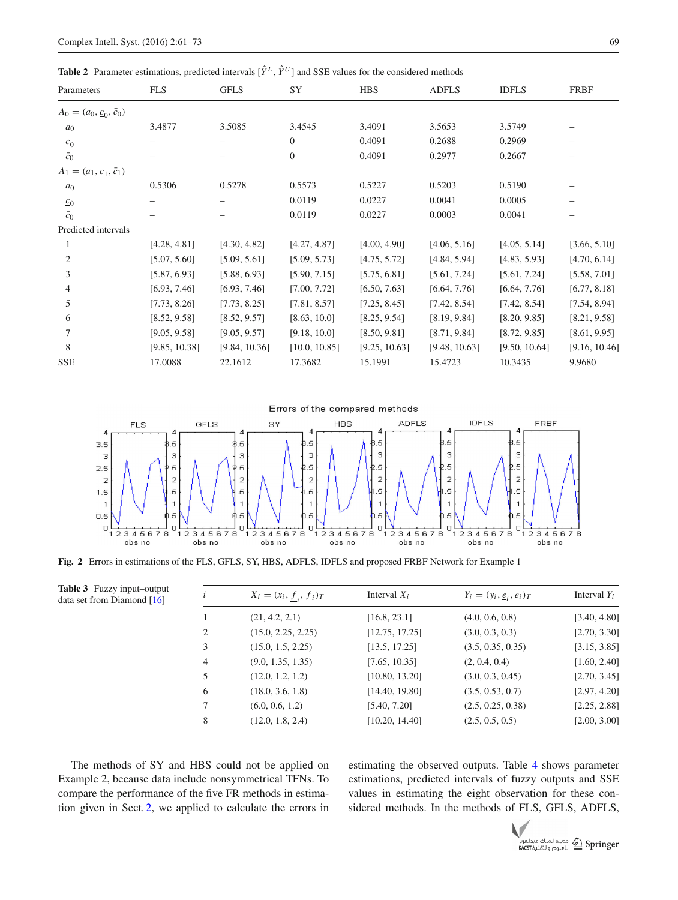**Table 2** Parameter estimations, predicted intervals $[\hat{Y}^L, \hat{Y}^U]$ and SSE values for the considered methods

| Parameters | FLS | GFLS | SY | HBS | ADFLS | IDFLS | FRBF |
|---|---|---|---|---|---|---|---|
| $A_0 = (a_0, \underline{c}_0, \bar{c}_0)$ | | | | | | | |
| $a_0$ | 3.4877 | 3.5085 | 3.4545 | 3.4091 | 3.5653 | 3.5749 | – |
| $\underline{c}_0$ | – | – | 0 | 0.4091 | 0.2688 | 0.2969 | – |
| $\bar{c}_0$ | – | – | 0 | 0.4091 | 0.2977 | 0.2667 | – |
| $A_1 = (a_1, \underline{c}_1, \bar{c}_1)$ | | | | | | | |
| $a_0$ | 0.5306 | 0.5278 | 0.5573 | 0.5227 | 0.5203 | 0.5190 | – |
| $\underline{c}_0$ | – | – | 0.0119 | 0.0227 | 0.0041 | 0.0005 | – |
| $\bar{c}_0$ | – | – | 0.0119 | 0.0227 | 0.0003 | 0.0041 | – |
| Predicted intervals | | | | | | | |
| 1 | [4.28, 4.81] | [4.30, 4.82] | [4.27, 4.87] | [4.00, 4.90] | [4.06, 5.16] | [4.05, 5.14] | [3.66, 5.10] |
| 2 | [5.07, 5.60] | [5.09, 5.61] | [5.09, 5.73] | [4.75, 5.72] | [4.84, 5.94] | [4.83, 5.93] | [4.70, 6.14] |
| 3 | [5.87, 6.93] | [5.88, 6.93] | [5.90, 7.15] | [5.75, 6.81] | [5.61, 7.24] | [5.61, 7.24] | [5.58, 7.01] |
| 4 | [6.93, 7.46] | [6.93, 7.46] | [7.00, 7.72] | [6.50, 7.63] | [6.64, 7.76] | [6.64, 7.76] | [6.77, 8.18] |
| 5 | [7.73, 8.26] | [7.73, 8.25] | [7.81, 8.57] | [7.25, 8.45] | [7.42, 8.54] | [7.42, 8.54] | [7.54, 8.94] |
| 6 | [8.52, 9.58] | [8.52, 9.57] | [8.63, 10.0] | [8.25, 9.54] | [8.19, 9.84] | [8.20, 9.85] | [8.21, 9.58] |
| 7 | [9.05, 9.58] | [9.05, 9.57] | [9.18, 10.0] | [8.50, 9.81] | [8.71, 9.84] | [8.72, 9.85] | [8.61, 9.95] |
| 8 | [9.85, 10.38] | [9.84, 10.36] | [10.0, 10.85] | [9.25, 10.63] | [9.48, 10.63] | [9.50, 10.64] | [9.16, 10.46] |
| SSE | 17.0088 | 22.1612 | 17.3682 | 15.1991 | 15.4723 | 10.3435 | 9.9680 |

**Fig. 2** Errors in estimations of the FLS, GFLS, SY, HBS, ADFLS, IDFLS and proposed FRBF Network for Example 1

**Table 3** Fuzzy input–output data set from Diamond [16]

| $i$ | $X_i = (x_i, \underline{f}_i, \overline{f}_i)_T$ | Interval $X_i$ | $Y_i = (y_i, \underline{e}_i, \overline{e}_i)_T$ | Interval $Y_i$ |
|---|---|---|---|---|
| 1 | (21, 4.2, 2.1) | [16.8, 23.1] | (4.0, 0.6, 0.8) | [3.40, 4.80] |
| 2 | (15.0, 2.25, 2.25) | [12.75, 17.25] | (3.0, 0.3, 0.3) | [2.70, 3.30] |
| 3 | (15.0, 1.5, 2.25) | [13.5, 17.25] | (3.5, 0.35, 0.35) | [3.15, 3.85] |
| 4 | (9.0, 1.35, 1.35) | [7.65, 10.35] | (2, 0.4, 0.4) | [1.60, 2.40] |
| 5 | (12.0, 1.2, 1.2) | [10.80, 13.20] | (3.0, 0.3, 0.45) | [2.70, 3.45] |
| 6 | (18.0, 3.6, 1.8) | [14.40, 19.80] | (3.5, 0.53, 0.7) | [2.97, 4.20] |
| 7 | (6.0, 0.6, 1.2) | [5.40, 7.20] | (2.5, 0.25, 0.38) | [2.25, 2.88] |
| 8 | (12.0, 1.8, 2.4) | [10.20, 14.40] | (2.5, 0.5, 0.5) | [2.00, 3.00] |

The methods of SY and HBS could not be applied on Example 2, because data include nonsymmetrical TFNs. To compare the performance of the five FR methods in estimation given in Sect. 2, we applied to calculate the errors in estimating the observed outputs. Table 4 shows parameter estimations, predicted intervals of fuzzy outputs and SSE values in estimating the eight observation for these considered methods. In the methods of FLS, GFLS, ADFLS,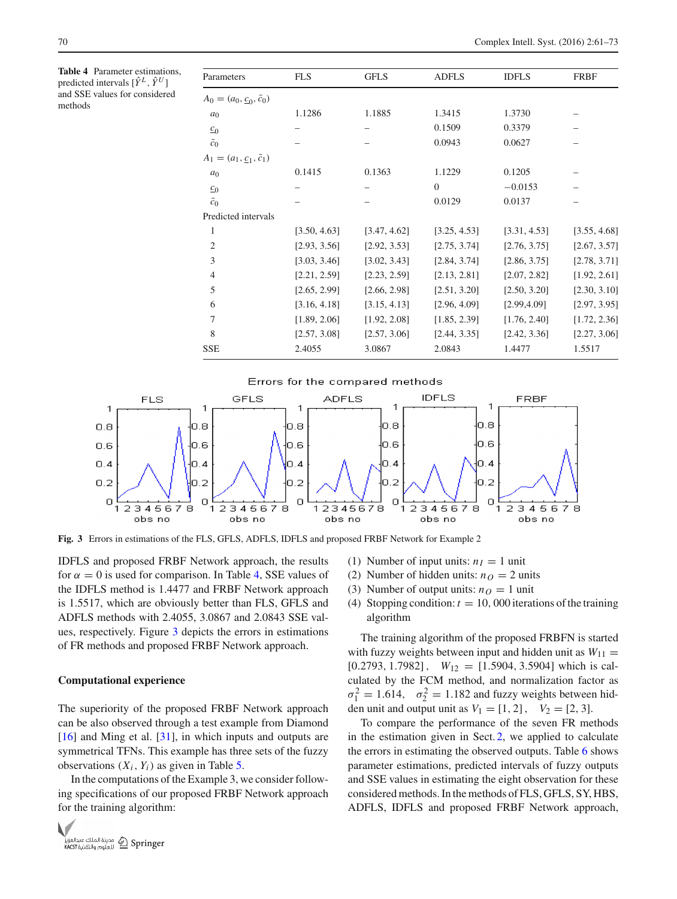**Table 4** Parameter estimations, predicted intervals $[\hat{Y}^L, \hat{Y}^U]$ and SSE values for considered methods

| Parameters | FLS | GFLS | ADFLS | IDFLS | FRBF |
|---|---|---|---|---|---|
| $A_0 = (a_0, \underline{c}_0, \bar{c}_0)$ | | | | | |
| $a_0$ | 1.1286 | 1.1885 | 1.3415 | 1.3730 | – |
| $\underline{c}_0$ | – | – | 0.1509 | 0.3379 | – |
| $\bar{c}_0$ | – | – | 0.0943 | 0.0627 | – |
| $A_1 = (a_1, \underline{c}_1, \bar{c}_1)$ | | | | | |
| $a_0$ | 0.1415 | 0.1363 | 1.1229 | 0.1205 | – |
| $\underline{c}_0$ | – | – | 0 | −0.0153 | – |
| $\bar{c}_0$ | – | – | 0.0129 | 0.0137 | – |
| Predicted intervals | | | | | |
| 1 | [3.50, 4.63] | [3.47, 4.62] | [3.25, 4.53] | [3.31, 4.53] | [3.55, 4.68] |
| 2 | [2.93, 3.56] | [2.92, 3.53] | [2.75, 3.74] | [2.76, 3.75] | [2.67, 3.57] |
| 3 | [3.03, 3.46] | [3.02, 3.43] | [2.84, 3.74] | [2.86, 3.75] | [2.78, 3.71] |
| 4 | [2.21, 2.59] | [2.23, 2.59] | [2.13, 2.81] | [2.07, 2.82] | [1.92, 2.61] |
| 5 | [2.65, 2.99] | [2.66, 2.98] | [2.51, 3.20] | [2.50, 3.20] | [2.30, 3.10] |
| 6 | [3.16, 4.18] | [3.15, 4.13] | [2.96, 4.09] | [2.99,4.09] | [2.97, 3.95] |
| 7 | [1.89, 2.06] | [1.92, 2.08] | [1.85, 2.39] | [1.76, 2.40] | [1.72, 2.36] |
| 8 | [2.57, 3.08] | [2.57, 3.06] | [2.44, 3.35] | [2.42, 3.36] | [2.27, 3.06] |
| SSE | 2.4055 | 3.0867 | 2.0843 | 1.4477 | 1.5517 |

**Fig. 3** Errors in estimations of the FLS, GFLS, ADFLS, IDFLS and proposed FRBF Network for Example 2

IDFLS and proposed FRBF Network approach, the results for $\alpha = 0$ is used for comparison. In Table 4, SSE values of the IDFLS method is 1.4477 and FRBF Network approach is 1.5517, which are obviously better than FLS, GFLS and ADFLS methods with 2.4055, 3.0867 and 2.0843 SSE values, respectively. Figure 3 depicts the errors in estimations of FR methods and proposed FRBF Network approach.

### Computational experience

The superiority of the proposed FRBF Network approach can be also observed through a test example from Diamond [16] and Ming et al. [31], in which inputs and outputs are symmetrical TFNs. This example has three sets of the fuzzy observations $(X_i, Y_i)$ as given in Table 5.

In the computations of the Example 3, we consider following specifications of our proposed FRBF Network approach for the training algorithm:

(1) Number of input units: $n_I = 1$ unit
(2) Number of hidden units: $n_O = 2$ units
(3) Number of output units: $n_O = 1$ unit
(4) Stopping condition: $t = 10,000$ iterations of the training algorithm

The training algorithm of the proposed FRBFN is started with fuzzy weights between input and hidden unit as $W_{11} = [0.2793, 1.7982]$, $W_{12} = [1.5904, 3.5904]$ which is calculated by the FCM method, and normalization factor as $\sigma_1^2 = 1.614$, $\sigma_2^2 = 1.182$ and fuzzy weights between hidden unit and output unit as $V_1 = [1, 2]$, $V_2 = [2, 3]$.

To compare the performance of the seven FR methods in the estimation given in Sect. 2, we applied to calculate the errors in estimating the observed outputs. Table 6 shows parameter estimations, predicted intervals of fuzzy outputs and SSE values in estimating the eight observation for these considered methods. In the methods of FLS, GFLS, SY, HBS, ADFLS, IDFLS and proposed FRBF Network approach,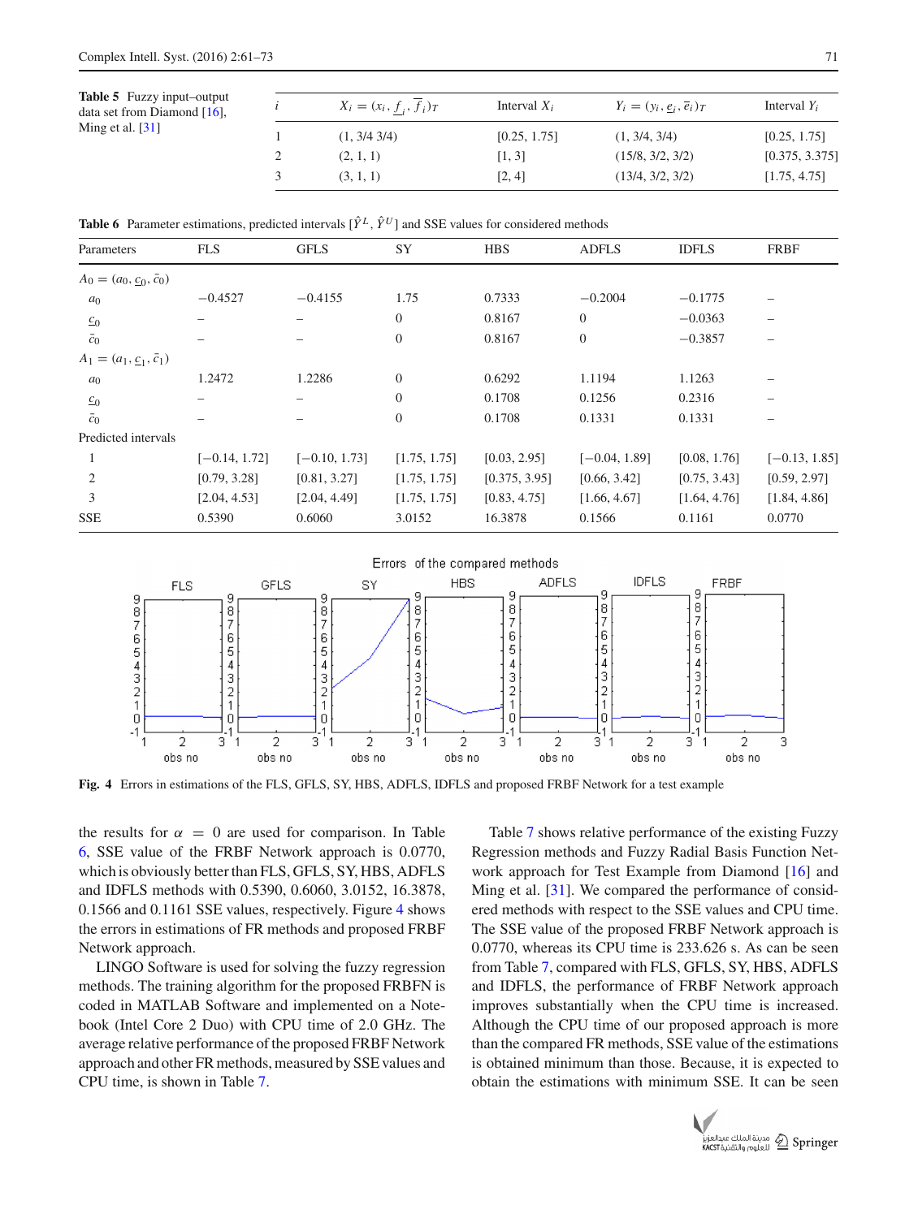**Table 5** Fuzzy input–output data set from Diamond [16], Ming et al. [31]

| $i$ | $X_i = (x_i, \underline{f}_i, \overline{f}_i)_T$ | Interval $X_i$ | $Y_i = (y_i, \underline{e}_i, \overline{e}_i)_T$ | Interval $Y_i$ |
|---|---|---|---|---|
| 1 | (1, 3/4 3/4) | [0.25, 1.75] | (1, 3/4, 3/4) | [0.25, 1.75] |
| 2 | (2, 1, 1) | [1, 3] | (15/8, 3/2, 3/2) | [0.375, 3.375] |
| 3 | (3, 1, 1) | [2, 4] | (13/4, 3/2, 3/2) | [1.75, 4.75] |

**Table 6** Parameter estimations, predicted intervals $[\hat{Y}^L, \hat{Y}^U]$ and SSE values for considered methods

| Parameters | FLS | GFLS | SY | HBS | ADFLS | IDFLS | FRBF |
|---|---|---|---|---|---|---|---|
| $A_0 = (a_0, \underline{c}_0, \bar{c}_0)$ | | | | | | | |
| $a_0$ | −0.4527 | −0.4155 | 1.75 | 0.7333 | −0.2004 | −0.1775 | – |
| $\underline{c}_0$ | – | – | 0 | 0.8167 | 0 | −0.0363 | – |
| $\bar{c}_0$ | – | – | 0 | 0.8167 | 0 | −0.3857 | – |
| $A_1 = (a_1, \underline{c}_1, \bar{c}_1)$ | | | | | | | |
| $a_0$ | 1.2472 | 1.2286 | 0 | 0.6292 | 1.1194 | 1.1263 | – |
| $\underline{c}_0$ | – | – | 0 | 0.1708 | 0.1256 | 0.2316 | – |
| $\bar{c}_0$ | – | – | 0 | 0.1708 | 0.1331 | 0.1331 | – |
| Predicted intervals | | | | | | | |
| 1 | [−0.14, 1.72] | [−0.10, 1.73] | [1.75, 1.75] | [0.03, 2.95] | [−0.04, 1.89] | [0.08, 1.76] | [−0.13, 1.85] |
| 2 | [0.79, 3.28] | [0.81, 3.27] | [1.75, 1.75] | [0.375, 3.95] | [0.66, 3.42] | [0.75, 3.43] | [0.59, 2.97] |
| 3 | [2.04, 4.53] | [2.04, 4.49] | [1.75, 1.75] | [0.83, 4.75] | [1.66, 4.67] | [1.64, 4.76] | [1.84, 4.86] |
| SSE | 0.5390 | 0.6060 | 3.0152 | 16.3878 | 0.1566 | 0.1161 | 0.0770 |

**Fig. 4** Errors in estimations of the FLS, GFLS, SY, HBS, ADFLS, IDFLS and proposed FRBF Network for a test example

the results for $\alpha = 0$ are used for comparison. In Table 6, SSE value of the FRBF Network approach is 0.0770, which is obviously better than FLS, GFLS, SY, HBS, ADFLS and IDFLS methods with 0.5390, 0.6060, 3.0152, 16.3878, 0.1566 and 0.1161 SSE values, respectively. Figure 4 shows the errors in estimations of FR methods and proposed FRBF Network approach.

LINGO Software is used for solving the fuzzy regression methods. The training algorithm for the proposed FRBFN is coded in MATLAB Software and implemented on a Notebook (Intel Core 2 Duo) with CPU time of 2.0 GHz. The average relative performance of the proposed FRBF Network approach and other FR methods, measured by SSE values and CPU time, is shown in Table 7.

Table 7 shows relative performance of the existing Fuzzy Regression methods and Fuzzy Radial Basis Function Network approach for Test Example from Diamond [16] and Ming et al. [31]. We compared the performance of considered methods with respect to the SSE values and CPU time. The SSE value of the proposed FRBF Network approach is 0.0770, whereas its CPU time is 233.626 s. As can be seen from Table 7, compared with FLS, GFLS, SY, HBS, ADFLS and IDFLS, the performance of FRBF Network approach improves substantially when the CPU time is increased. Although the CPU time of our proposed approach is more than the compared FR methods, SSE value of the estimations is obtained minimum than those. Because, it is expected to obtain the estimations with minimum SSE. It can be seen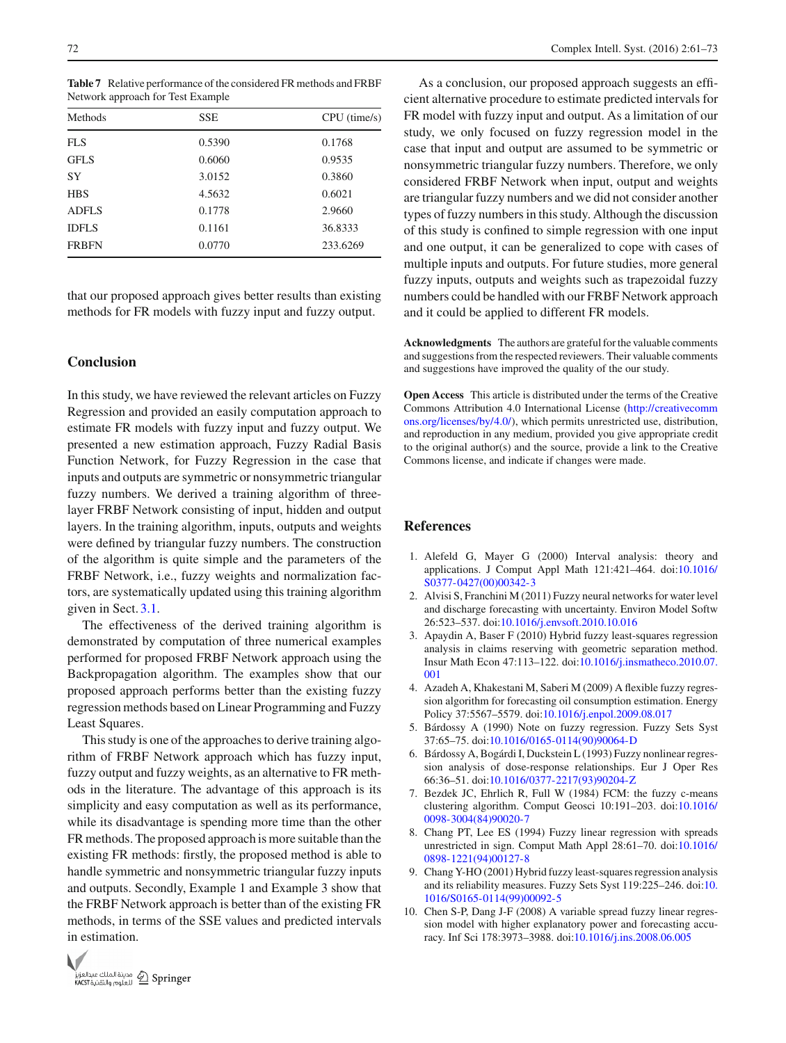**Table 7** Relative performance of the considered FR methods and FRBF Network approach for Test Example

| Methods | SSE | CPU (time/s) |
|---|---|---|
| FLS | 0.5390 | 0.1768 |
| GFLS | 0.6060 | 0.9535 |
| SY | 3.0152 | 0.3860 |
| HBS | 4.5632 | 0.6021 |
| ADFLS | 0.1778 | 2.9660 |
| IDFLS | 0.1161 | 36.8333 |
| FRBFN | 0.0770 | 233.6269 |

that our proposed approach gives better results than existing methods for FR models with fuzzy input and fuzzy output.

## Conclusion

In this study, we have reviewed the relevant articles on Fuzzy Regression and provided an easily computation approach to estimate FR models with fuzzy input and fuzzy output. We presented a new estimation approach, Fuzzy Radial Basis Function Network, for Fuzzy Regression in the case that inputs and outputs are symmetric or nonsymmetric triangular fuzzy numbers. We derived a training algorithm of three-layer FRBF Network consisting of input, hidden and output layers. In the training algorithm, inputs, outputs and weights were defined by triangular fuzzy numbers. The construction of the algorithm is quite simple and the parameters of the FRBF Network, i.e., fuzzy weights and normalization factors, are systematically updated using this training algorithm given in Sect. 3.1.

The effectiveness of the derived training algorithm is demonstrated by computation of three numerical examples performed for proposed FRBF Network approach using the Backpropagation algorithm. The examples show that our proposed approach performs better than the existing fuzzy regression methods based on Linear Programming and Fuzzy Least Squares.

This study is one of the approaches to derive training algorithm of FRBF Network approach which has fuzzy input, fuzzy output and fuzzy weights, as an alternative to FR methods in the literature. The advantage of this approach is its simplicity and easy computation as well as its performance, while its disadvantage is spending more time than the other FR methods. The proposed approach is more suitable than the existing FR methods: firstly, the proposed method is able to handle symmetric and nonsymmetric triangular fuzzy inputs and outputs. Secondly, Example 1 and Example 3 show that the FRBF Network approach is better than of the existing FR methods, in terms of the SSE values and predicted intervals in estimation.

As a conclusion, our proposed approach suggests an efficient alternative procedure to estimate predicted intervals for FR model with fuzzy input and output. As a limitation of our study, we only focused on fuzzy regression model in the case that input and output are assumed to be symmetric or nonsymmetric triangular fuzzy numbers. Therefore, we only considered FRBF Network when input, output and weights are triangular fuzzy numbers and we did not consider another types of fuzzy numbers in this study. Although the discussion of this study is confined to simple regression with one input and one output, it can be generalized to cope with cases of multiple inputs and outputs. For future studies, more general fuzzy inputs, outputs and weights such as trapezoidal fuzzy numbers could be handled with our FRBF Network approach and it could be applied to different FR models.

**Acknowledgments** The authors are grateful for the valuable comments and suggestions from the respected reviewers. Their valuable comments and suggestions have improved the quality of the our study.

**Open Access** This article is distributed under the terms of the Creative Commons Attribution 4.0 International License (http://creativecommons.org/licenses/by/4.0/), which permits unrestricted use, distribution, and reproduction in any medium, provided you give appropriate credit to the original author(s) and the source, provide a link to the Creative Commons license, and indicate if changes were made.

## References

1. Alefeld G, Mayer G (2000) Interval analysis: theory and applications. J Comput Appl Math 121:421–464. doi:10.1016/S0377-0427(00)00342-3
2. Alvisi S, Franchini M (2011) Fuzzy neural networks for water level and discharge forecasting with uncertainty. Environ Model Softw 26:523–537. doi:10.1016/j.envsoft.2010.10.016
3. Apaydin A, Baser F (2010) Hybrid fuzzy least-squares regression analysis in claims reserving with geometric separation method. Insur Math Econ 47:113–122. doi:10.1016/j.insmatheco.2010.07.001
4. Azadeh A, Khakestani M, Saberi M (2009) A flexible fuzzy regression algorithm for forecasting oil consumption estimation. Energy Policy 37:5567–5579. doi:10.1016/j.enpol.2009.08.017
5. Bárdossy A (1990) Note on fuzzy regression. Fuzzy Sets Syst 37:65–75. doi:10.1016/0165-0114(90)90064-D
6. Bárdossy A, Bogárdi I, Duckstein L (1993) Fuzzy nonlinear regression analysis of dose-response relationships. Eur J Oper Res 66:36–51. doi:10.1016/0377-2217(93)90204-Z
7. Bezdek JC, Ehrlich R, Full W (1984) FCM: the fuzzy c-means clustering algorithm. Comput Geosci 10:191–203. doi:10.1016/0098-3004(84)90020-7
8. Chang PT, Lee ES (1994) Fuzzy linear regression with spreads unrestricted in sign. Comput Math Appl 28:61–70. doi:10.1016/0898-1221(94)00127-8
9. Chang Y-HO (2001) Hybrid fuzzy least-squares regression analysis and its reliability measures. Fuzzy Sets Syst 119:225–246. doi:10.1016/S0165-0114(99)00092-5
10. Chen S-P, Dang J-F (2008) A variable spread fuzzy linear regression model with higher explanatory power and forecasting accuracy. Inf Sci 178:3973–3988. doi:10.1016/j.ins.2008.06.005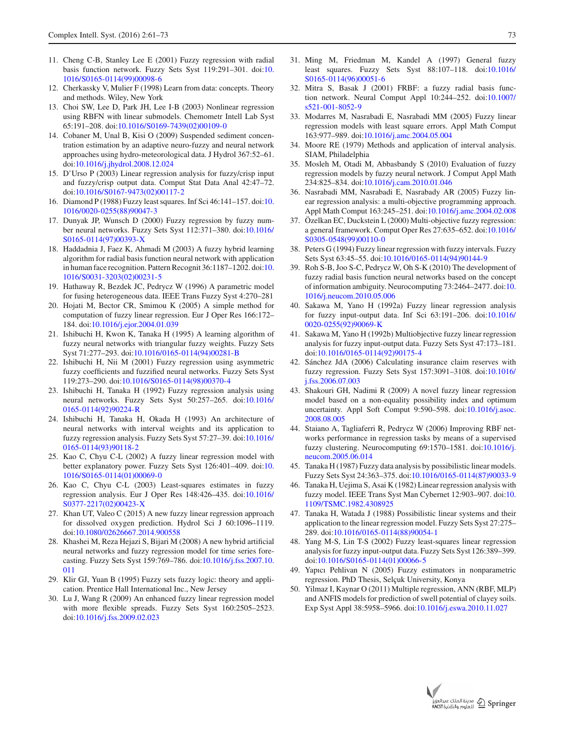11. Cheng C-B, Stanley Lee E (2001) Fuzzy regression with radial basis function network. Fuzzy Sets Syst 119:291–301. doi:10.1016/S0165-0114(99)00098-6
12. Cherkassky V, Mulier F (1998) Learn from data: concepts. Theory and methods. Wiley, New York
13. Choi SW, Lee D, Park JH, Lee I-B (2003) Nonlinear regression using RBFN with linear submodels. Chemometr Intell Lab Syst 65:191–208. doi:10.1016/S0169-7439(02)00109-0
14. Cobaner M, Unal B, Kisi O (2009) Suspended sediment concentration estimation by an adaptive neuro-fuzzy and neural network approaches using hydro-meteorological data. J Hydrol 367:52–61. doi:10.1016/j.jhydrol.2008.12.024
15. D'Urso P (2003) Linear regression analysis for fuzzy/crisp input and fuzzy/crisp output data. Comput Stat Data Anal 42:47–72. doi:10.1016/S0167-9473(02)00117-2
16. Diamond P (1988) Fuzzy least squares. Inf Sci 46:141–157. doi:10.1016/0020-0255(88)90047-3
17. Dunyak JP, Wunsch D (2000) Fuzzy regression by fuzzy number neural networks. Fuzzy Sets Syst 112:371–380. doi:10.1016/S0165-0114(97)00393-X
18. Haddadnia J, Faez K, Ahmadi M (2003) A fuzzy hybrid learning algorithm for radial basis function neural network with application in human face recognition. Pattern Recognit 36:1187–1202. doi:10.1016/S0031-3203(02)00231-5
19. Hathaway R, Bezdek JC, Pedrycz W (1996) A parametric model for fusing heterogeneous data. IEEE Trans Fuzzy Syst 4:270–281
20. Hojati M, Bector CR, Smimou K (2005) A simple method for computation of fuzzy linear regression. Eur J Oper Res 166:172–184. doi:10.1016/j.ejor.2004.01.039
21. Ishibuchi H, Kwon K, Tanaka H (1995) A learning algorithm of fuzzy neural networks with triangular fuzzy weights. Fuzzy Sets Syst 71:277–293. doi:10.1016/0165-0114(94)00281-B
22. Ishibuchi H, Nii M (2001) Fuzzy regression using asymmetric fuzzy coefficients and fuzzified neural networks. Fuzzy Sets Syst 119:273–290. doi:10.1016/S0165-0114(98)00370-4
23. Ishibuchi H, Tanaka H (1992) Fuzzy regression analysis using neural networks. Fuzzy Sets Syst 50:257–265. doi:10.1016/0165-0114(92)90224-R
24. Ishibuchi H, Tanaka H, Okada H (1993) An architecture of neural networks with interval weights and its application to fuzzy regression analysis. Fuzzy Sets Syst 57:27–39. doi:10.1016/0165-0114(93)90118-2
25. Kao C, Chyu C-L (2002) A fuzzy linear regression model with better explanatory power. Fuzzy Sets Syst 126:401–409. doi:10.1016/S0165-0114(01)00069-0
26. Kao C, Chyu C-L (2003) Least-squares estimates in fuzzy regression analysis. Eur J Oper Res 148:426–435. doi:10.1016/S0377-2217(02)00423-X
27. Khan UT, Valeo C (2015) A new fuzzy linear regression approach for dissolved oxygen prediction. Hydrol Sci J 60:1096–1119. doi:10.1080/02626667.2014.900558
28. Khashei M, Reza Hejazi S, Bijari M (2008) A new hybrid artificial neural networks and fuzzy regression model for time series forecasting. Fuzzy Sets Syst 159:769–786. doi:10.1016/j.fss.2007.10.011
29. Klir GJ, Yuan B (1995) Fuzzy sets fuzzy logic: theory and application. Prentice Hall International Inc., New Jersey
30. Lu J, Wang R (2009) An enhanced fuzzy linear regression model with more flexible spreads. Fuzzy Sets Syst 160:2505–2523. doi:10.1016/j.fss.2009.02.023
31. Ming M, Friedman M, Kandel A (1997) General fuzzy least squares. Fuzzy Sets Syst 88:107–118. doi:10.1016/S0165-0114(96)00051-6
32. Mitra S, Basak J (2001) FRBF: a fuzzy radial basis function network. Neural Comput Appl 10:244–252. doi:10.1007/s521-001-8052-9
33. Modarres M, Nasrabadi E, Nasrabadi MM (2005) Fuzzy linear regression models with least square errors. Appl Math Comput 163:977–989. doi:10.1016/j.amc.2004.05.004
34. Moore RE (1979) Methods and application of interval analysis. SIAM, Philadelphia
35. Mosleh M, Otadi M, Abbasbandy S (2010) Evaluation of fuzzy regression models by fuzzy neural network. J Comput Appl Math 234:825–834. doi:10.1016/j.cam.2010.01.046
36. Nasrabadi MM, Nasrabadi E, Nasrabady AR (2005) Fuzzy linear regression analysis: a multi-objective programming approach. Appl Math Comput 163:245–251. doi:10.1016/j.amc.2004.02.008
37. Özelkan EC, Duckstein L (2000) Multi-objective fuzzy regression: a general framework. Comput Oper Res 27:635–652. doi:10.1016/S0305-0548(99)00110-0
38. Peters G (1994) Fuzzy linear regression with fuzzy intervals. Fuzzy Sets Syst 63:45–55. doi:10.1016/0165-0114(94)90144-9
39. Roh S-B, Joo S-C, Pedrycz W, Oh S-K (2010) The development of fuzzy radial basis function neural networks based on the concept of information ambiguity. Neurocomputing 73:2464–2477. doi:10.1016/j.neucom.2010.05.006
40. Sakawa M, Yano H (1992a) Fuzzy linear regression analysis for fuzzy input-output data. Inf Sci 63:191–206. doi:10.1016/0020-0255(92)90069-K
41. Sakawa M, Yano H (1992b) Multiobjective fuzzy linear regression analysis for fuzzy input-output data. Fuzzy Sets Syst 47:173–181. doi:10.1016/0165-0114(92)90175-4
42. Sánchez JdA (2006) Calculating insurance claim reserves with fuzzy regression. Fuzzy Sets Syst 157:3091–3108. doi:10.1016/j.fss.2006.07.003
43. Shakouri GH, Nadimi R (2009) A novel fuzzy linear regression model based on a non-equality possibility index and optimum uncertainty. Appl Soft Comput 9:590–598. doi:10.1016/j.asoc.2008.08.005
44. Staiano A, Tagliaferri R, Pedrycz W (2006) Improving RBF networks performance in regression tasks by means of a supervised fuzzy clustering. Neurocomputing 69:1570–1581. doi:10.1016/j.neucom.2005.06.014
45. Tanaka H (1987) Fuzzy data analysis by possibilistic linear models. Fuzzy Sets Syst 24:363–375. doi:10.1016/0165-0114(87)90033-9
46. Tanaka H, Uejima S, Asai K (1982) Linear regression analysis with fuzzy model. IEEE Trans Syst Man Cybernet 12:903–907. doi:10.1109/TSMC.1982.4308925
47. Tanaka H, Watada J (1988) Possibilistic linear systems and their application to the linear regression model. Fuzzy Sets Syst 27:275–289. doi:10.1016/0165-0114(88)90054-1
48. Yang M-S, Lin T-S (2002) Fuzzy least-squares linear regression analysis for fuzzy input-output data. Fuzzy Sets Syst 126:389–399. doi:10.1016/S0165-0114(01)00066-5
49. Yapıcı Pehlivan N (2005) Fuzzy estimators in nonparametric regression. PhD Thesis, Selçuk University, Konya
50. Yilmaz I, Kaynar O (2011) Multiple regression, ANN (RBF, MLP) and ANFIS models for prediction of swell potential of clayey soils. Exp Syst Appl 38:5958–5966. doi:10.1016/j.eswa.2010.11.027